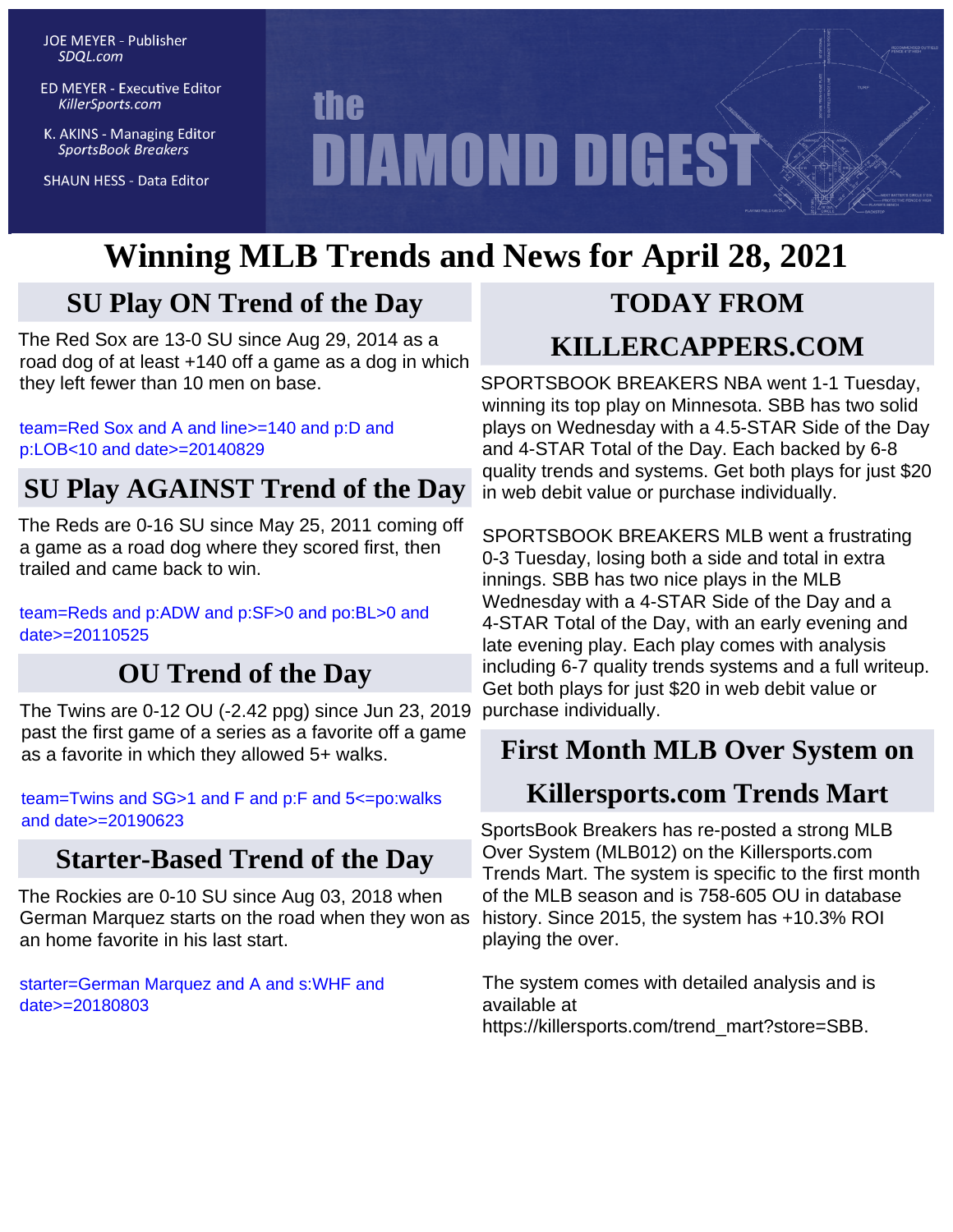JOE MEYER - Publisher
*SDQL.com*

ED MEYER - Executive Editor
*KillerSports.com*

K. AKINS - Managing Editor
*SportsBook Breakers*

SHAUN HESS - Data Editor

the
DIAMOND DIGEST

# Winning MLB Trends and News for April 28, 2021

## SU Play ON Trend of the Day

The Red Sox are 13-0 SU since Aug 29, 2014 as a road dog of at least +140 off a game as a dog in which they left fewer than 10 men on base.

team=Red Sox and A and line>=140 and p:D and p:LOB<10 and date>=20140829

## SU Play AGAINST Trend of the Day

The Reds are 0-16 SU since May 25, 2011 coming off a game as a road dog where they scored first, then trailed and came back to win.

team=Reds and p:ADW and p:SF>0 and po:BL>0 and date>=20110525

## OU Trend of the Day

The Twins are 0-12 OU (-2.42 ppg) since Jun 23, 2019 past the first game of a series as a favorite off a game as a favorite in which they allowed 5+ walks.

team=Twins and SG>1 and F and p:F and 5<=po:walks and date>=20190623

## Starter-Based Trend of the Day

The Rockies are 0-10 SU since Aug 03, 2018 when German Marquez starts on the road when they won as an home favorite in his last start.

starter=German Marquez and A and s:WHF and date>=20180803

## TODAY FROM KILLERCAPPERS.COM

SPORTSBOOK BREAKERS NBA went 1-1 Tuesday, winning its top play on Minnesota. SBB has two solid plays on Wednesday with a 4.5-STAR Side of the Day and 4-STAR Total of the Day. Each backed by 6-8 quality trends and systems. Get both plays for just $20 in web debit value or purchase individually.

SPORTSBOOK BREAKERS MLB went a frustrating 0-3 Tuesday, losing both a side and total in extra innings. SBB has two nice plays in the MLB Wednesday with a 4-STAR Side of the Day and a 4-STAR Total of the Day, with an early evening and late evening play. Each play comes with analysis including 6-7 quality trends systems and a full writeup. Get both plays for just $20 in web debit value or purchase individually.

## First Month MLB Over System on Killersports.com Trends Mart

SportsBook Breakers has re-posted a strong MLB Over System (MLB012) on the Killersports.com Trends Mart. The system is specific to the first month of the MLB season and is 758-605 OU in database history. Since 2015, the system has +10.3% ROI playing the over.

The system comes with detailed analysis and is available at https://killersports.com/trend_mart?store=SBB.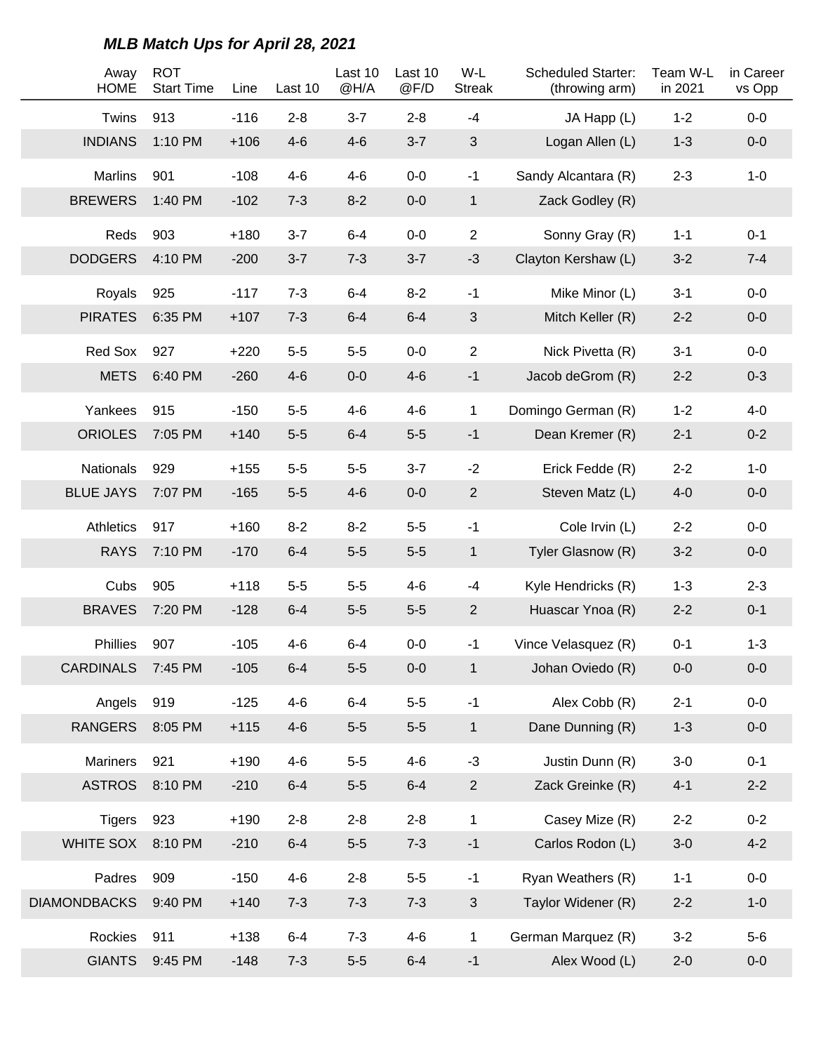***MLB Match Ups for April 28, 2021***

| Away HOME | ROT Start Time | Line | Last 10 | Last 10 @H/A | Last 10 @F/D | W-L Streak | Scheduled Starter: (throwing arm) | Team W-L in 2021 | in Career vs Opp |
|---|---|---|---|---|---|---|---|---|---|
| Twins | 913 | -116 | 2-8 | 3-7 | 2-8 | -4 | JA Happ (L) | 1-2 | 0-0 |
| INDIANS | 1:10 PM | +106 | 4-6 | 4-6 | 3-7 | 3 | Logan Allen (L) | 1-3 | 0-0 |
| Marlins | 901 | -108 | 4-6 | 4-6 | 0-0 | -1 | Sandy Alcantara (R) | 2-3 | 1-0 |
| BREWERS | 1:40 PM | -102 | 7-3 | 8-2 | 0-0 | 1 | Zack Godley (R) | | |
| Reds | 903 | +180 | 3-7 | 6-4 | 0-0 | 2 | Sonny Gray (R) | 1-1 | 0-1 |
| DODGERS | 4:10 PM | -200 | 3-7 | 7-3 | 3-7 | -3 | Clayton Kershaw (L) | 3-2 | 7-4 |
| Royals | 925 | -117 | 7-3 | 6-4 | 8-2 | -1 | Mike Minor (L) | 3-1 | 0-0 |
| PIRATES | 6:35 PM | +107 | 7-3 | 6-4 | 6-4 | 3 | Mitch Keller (R) | 2-2 | 0-0 |
| Red Sox | 927 | +220 | 5-5 | 5-5 | 0-0 | 2 | Nick Pivetta (R) | 3-1 | 0-0 |
| METS | 6:40 PM | -260 | 4-6 | 0-0 | 4-6 | -1 | Jacob deGrom (R) | 2-2 | 0-3 |
| Yankees | 915 | -150 | 5-5 | 4-6 | 4-6 | 1 | Domingo German (R) | 1-2 | 4-0 |
| ORIOLES | 7:05 PM | +140 | 5-5 | 6-4 | 5-5 | -1 | Dean Kremer (R) | 2-1 | 0-2 |
| Nationals | 929 | +155 | 5-5 | 5-5 | 3-7 | -2 | Erick Fedde (R) | 2-2 | 1-0 |
| BLUE JAYS | 7:07 PM | -165 | 5-5 | 4-6 | 0-0 | 2 | Steven Matz (L) | 4-0 | 0-0 |
| Athletics | 917 | +160 | 8-2 | 8-2 | 5-5 | -1 | Cole Irvin (L) | 2-2 | 0-0 |
| RAYS | 7:10 PM | -170 | 6-4 | 5-5 | 5-5 | 1 | Tyler Glasnow (R) | 3-2 | 0-0 |
| Cubs | 905 | +118 | 5-5 | 5-5 | 4-6 | -4 | Kyle Hendricks (R) | 1-3 | 2-3 |
| BRAVES | 7:20 PM | -128 | 6-4 | 5-5 | 5-5 | 2 | Huascar Ynoa (R) | 2-2 | 0-1 |
| Phillies | 907 | -105 | 4-6 | 6-4 | 0-0 | -1 | Vince Velasquez (R) | 0-1 | 1-3 |
| CARDINALS | 7:45 PM | -105 | 6-4 | 5-5 | 0-0 | 1 | Johan Oviedo (R) | 0-0 | 0-0 |
| Angels | 919 | -125 | 4-6 | 6-4 | 5-5 | -1 | Alex Cobb (R) | 2-1 | 0-0 |
| RANGERS | 8:05 PM | +115 | 4-6 | 5-5 | 5-5 | 1 | Dane Dunning (R) | 1-3 | 0-0 |
| Mariners | 921 | +190 | 4-6 | 5-5 | 4-6 | -3 | Justin Dunn (R) | 3-0 | 0-1 |
| ASTROS | 8:10 PM | -210 | 6-4 | 5-5 | 6-4 | 2 | Zack Greinke (R) | 4-1 | 2-2 |
| Tigers | 923 | +190 | 2-8 | 2-8 | 2-8 | 1 | Casey Mize (R) | 2-2 | 0-2 |
| WHITE SOX | 8:10 PM | -210 | 6-4 | 5-5 | 7-3 | -1 | Carlos Rodon (L) | 3-0 | 4-2 |
| Padres | 909 | -150 | 4-6 | 2-8 | 5-5 | -1 | Ryan Weathers (R) | 1-1 | 0-0 |
| DIAMONDBACKS | 9:40 PM | +140 | 7-3 | 7-3 | 7-3 | 3 | Taylor Widener (R) | 2-2 | 1-0 |
| Rockies | 911 | +138 | 6-4 | 7-3 | 4-6 | 1 | German Marquez (R) | 3-2 | 5-6 |
| GIANTS | 9:45 PM | -148 | 7-3 | 5-5 | 6-4 | -1 | Alex Wood (L) | 2-0 | 0-0 |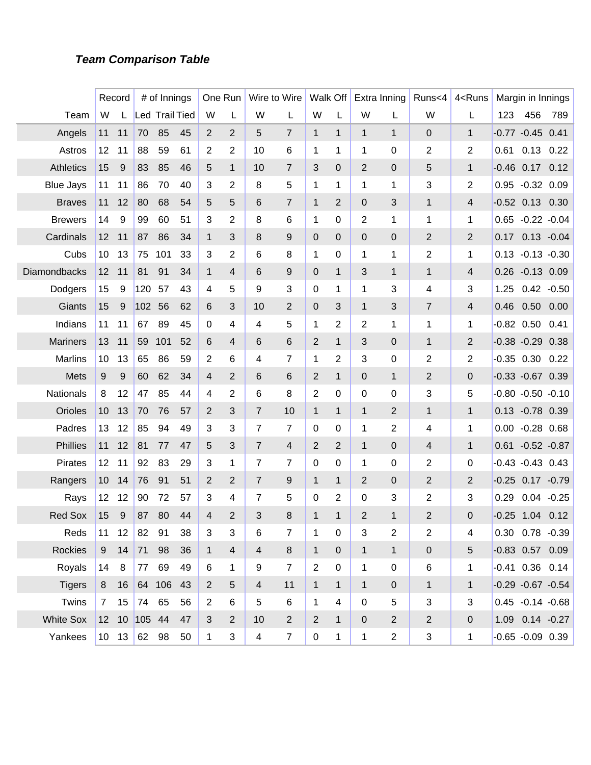***Team Comparison Table***

| | Record | | # of Innings | | | One Run | | Wire to Wire | | Walk Off | | Extra Inning | | Runs<4 | 4<Runs | Margin in Innings | | |
|---|---|---|---|---|---|---|---|---|---|---|---|---|---|---|---|---|---|---|
| Team | W | L | Led | Trail | Tied | W | L | W | L | W | L | W | L | W | L | 123 | 456 | 789 |
| Angels | 11 | 11 | 70 | 85 | 45 | 2 | 2 | 5 | 7 | 1 | 1 | 1 | 1 | 0 | 1 | -0.77 | -0.45 | 0.41 |
| Astros | 12 | 11 | 88 | 59 | 61 | 2 | 2 | 10 | 6 | 1 | 1 | 1 | 0 | 2 | 2 | 0.61 | 0.13 | 0.22 |
| Athletics | 15 | 9 | 83 | 85 | 46 | 5 | 1 | 10 | 7 | 3 | 0 | 2 | 0 | 5 | 1 | -0.46 | 0.17 | 0.12 |
| Blue Jays | 11 | 11 | 86 | 70 | 40 | 3 | 2 | 8 | 5 | 1 | 1 | 1 | 1 | 3 | 2 | 0.95 | -0.32 | 0.09 |
| Braves | 11 | 12 | 80 | 68 | 54 | 5 | 5 | 6 | 7 | 1 | 2 | 0 | 3 | 1 | 4 | -0.52 | 0.13 | 0.30 |
| Brewers | 14 | 9 | 99 | 60 | 51 | 3 | 2 | 8 | 6 | 1 | 0 | 2 | 1 | 1 | 1 | 0.65 | -0.22 | -0.04 |
| Cardinals | 12 | 11 | 87 | 86 | 34 | 1 | 3 | 8 | 9 | 0 | 0 | 0 | 0 | 2 | 2 | 0.17 | 0.13 | -0.04 |
| Cubs | 10 | 13 | 75 | 101 | 33 | 3 | 2 | 6 | 8 | 1 | 0 | 1 | 1 | 2 | 1 | 0.13 | -0.13 | -0.30 |
| Diamondbacks | 12 | 11 | 81 | 91 | 34 | 1 | 4 | 6 | 9 | 0 | 1 | 3 | 1 | 1 | 4 | 0.26 | -0.13 | 0.09 |
| Dodgers | 15 | 9 | 120 | 57 | 43 | 4 | 5 | 9 | 3 | 0 | 1 | 1 | 3 | 4 | 3 | 1.25 | 0.42 | -0.50 |
| Giants | 15 | 9 | 102 | 56 | 62 | 6 | 3 | 10 | 2 | 0 | 3 | 1 | 3 | 7 | 4 | 0.46 | 0.50 | 0.00 |
| Indians | 11 | 11 | 67 | 89 | 45 | 0 | 4 | 4 | 5 | 1 | 2 | 2 | 1 | 1 | 1 | -0.82 | 0.50 | 0.41 |
| Mariners | 13 | 11 | 59 | 101 | 52 | 6 | 4 | 6 | 6 | 2 | 1 | 3 | 0 | 1 | 2 | -0.38 | -0.29 | 0.38 |
| Marlins | 10 | 13 | 65 | 86 | 59 | 2 | 6 | 4 | 7 | 1 | 2 | 3 | 0 | 2 | 2 | -0.35 | 0.30 | 0.22 |
| Mets | 9 | 9 | 60 | 62 | 34 | 4 | 2 | 6 | 6 | 2 | 1 | 0 | 1 | 2 | 0 | -0.33 | -0.67 | 0.39 |
| Nationals | 8 | 12 | 47 | 85 | 44 | 4 | 2 | 6 | 8 | 2 | 0 | 0 | 0 | 3 | 5 | -0.80 | -0.50 | -0.10 |
| Orioles | 10 | 13 | 70 | 76 | 57 | 2 | 3 | 7 | 10 | 1 | 1 | 1 | 2 | 1 | 1 | 0.13 | -0.78 | 0.39 |
| Padres | 13 | 12 | 85 | 94 | 49 | 3 | 3 | 7 | 7 | 0 | 0 | 1 | 2 | 4 | 1 | 0.00 | -0.28 | 0.68 |
| Phillies | 11 | 12 | 81 | 77 | 47 | 5 | 3 | 7 | 4 | 2 | 2 | 1 | 0 | 4 | 1 | 0.61 | -0.52 | -0.87 |
| Pirates | 12 | 11 | 92 | 83 | 29 | 3 | 1 | 7 | 7 | 0 | 0 | 1 | 0 | 2 | 0 | -0.43 | -0.43 | 0.43 |
| Rangers | 10 | 14 | 76 | 91 | 51 | 2 | 2 | 7 | 9 | 1 | 1 | 2 | 0 | 2 | 2 | -0.25 | 0.17 | -0.79 |
| Rays | 12 | 12 | 90 | 72 | 57 | 3 | 4 | 7 | 5 | 0 | 2 | 0 | 3 | 2 | 3 | 0.29 | 0.04 | -0.25 |
| Red Sox | 15 | 9 | 87 | 80 | 44 | 4 | 2 | 3 | 8 | 1 | 1 | 2 | 1 | 2 | 0 | -0.25 | 1.04 | 0.12 |
| Reds | 11 | 12 | 82 | 91 | 38 | 3 | 3 | 6 | 7 | 1 | 0 | 3 | 2 | 2 | 4 | 0.30 | 0.78 | -0.39 |
| Rockies | 9 | 14 | 71 | 98 | 36 | 1 | 4 | 4 | 8 | 1 | 0 | 1 | 1 | 0 | 5 | -0.83 | 0.57 | 0.09 |
| Royals | 14 | 8 | 77 | 69 | 49 | 6 | 1 | 9 | 7 | 2 | 0 | 1 | 0 | 6 | 1 | -0.41 | 0.36 | 0.14 |
| Tigers | 8 | 16 | 64 | 106 | 43 | 2 | 5 | 4 | 11 | 1 | 1 | 1 | 0 | 1 | 1 | -0.29 | -0.67 | -0.54 |
| Twins | 7 | 15 | 74 | 65 | 56 | 2 | 6 | 5 | 6 | 1 | 4 | 0 | 5 | 3 | 3 | 0.45 | -0.14 | -0.68 |
| White Sox | 12 | 10 | 105 | 44 | 47 | 3 | 2 | 10 | 2 | 2 | 1 | 0 | 2 | 2 | 0 | 1.09 | 0.14 | -0.27 |
| Yankees | 10 | 13 | 62 | 98 | 50 | 1 | 3 | 4 | 7 | 0 | 1 | 1 | 2 | 3 | 1 | -0.65 | -0.09 | 0.39 |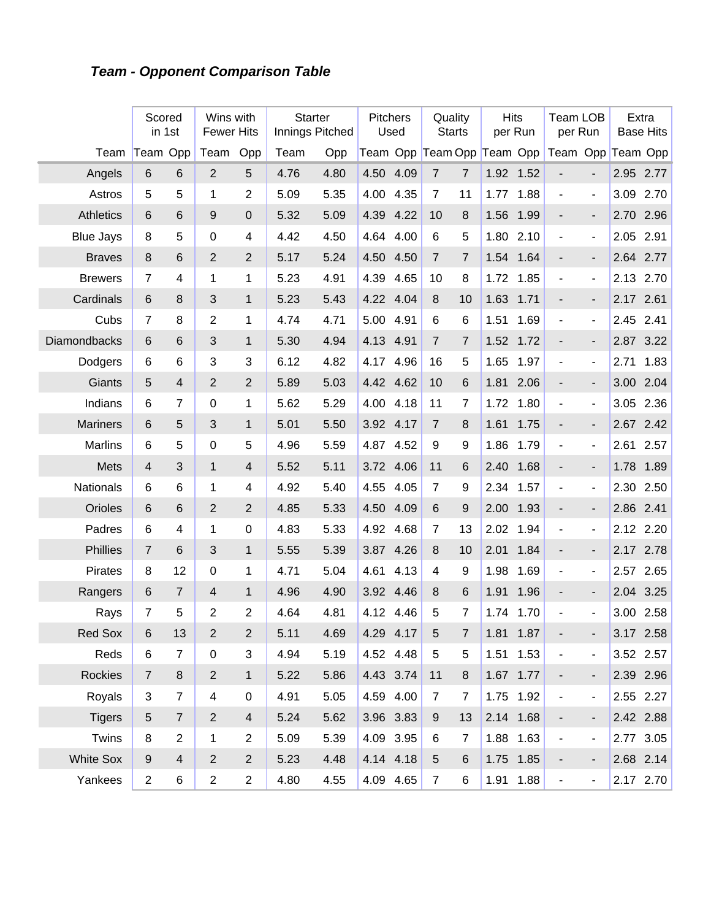### ***Team - Opponent Comparison Table***

| | Scored in 1st | | Wins with Fewer Hits | | Starter Innings Pitched | | Pitchers Used | | Quality Starts | | Hits per Run | | Team LOB per Run | | Extra Base Hits | |
|---|---|---|---|---|---|---|---|---|---|---|---|---|---|---|---|---|
| Team | Team | Opp | Team | Opp | Team | Opp | Team | Opp | Team | Opp | Team | Opp | Team | Opp | Team | Opp |
| Angels | 6 | 6 | 2 | 5 | 4.76 | 4.80 | 4.50 | 4.09 | 7 | 7 | 1.92 | 1.52 | - | - | 2.95 | 2.77 |
| Astros | 5 | 5 | 1 | 2 | 5.09 | 5.35 | 4.00 | 4.35 | 7 | 11 | 1.77 | 1.88 | - | - | 3.09 | 2.70 |
| Athletics | 6 | 6 | 9 | 0 | 5.32 | 5.09 | 4.39 | 4.22 | 10 | 8 | 1.56 | 1.99 | - | - | 2.70 | 2.96 |
| Blue Jays | 8 | 5 | 0 | 4 | 4.42 | 4.50 | 4.64 | 4.00 | 6 | 5 | 1.80 | 2.10 | - | - | 2.05 | 2.91 |
| Braves | 8 | 6 | 2 | 2 | 5.17 | 5.24 | 4.50 | 4.50 | 7 | 7 | 1.54 | 1.64 | - | - | 2.64 | 2.77 |
| Brewers | 7 | 4 | 1 | 1 | 5.23 | 4.91 | 4.39 | 4.65 | 10 | 8 | 1.72 | 1.85 | - | - | 2.13 | 2.70 |
| Cardinals | 6 | 8 | 3 | 1 | 5.23 | 5.43 | 4.22 | 4.04 | 8 | 10 | 1.63 | 1.71 | - | - | 2.17 | 2.61 |
| Cubs | 7 | 8 | 2 | 1 | 4.74 | 4.71 | 5.00 | 4.91 | 6 | 6 | 1.51 | 1.69 | - | - | 2.45 | 2.41 |
| Diamondbacks | 6 | 6 | 3 | 1 | 5.30 | 4.94 | 4.13 | 4.91 | 7 | 7 | 1.52 | 1.72 | - | - | 2.87 | 3.22 |
| Dodgers | 6 | 6 | 3 | 3 | 6.12 | 4.82 | 4.17 | 4.96 | 16 | 5 | 1.65 | 1.97 | - | - | 2.71 | 1.83 |
| Giants | 5 | 4 | 2 | 2 | 5.89 | 5.03 | 4.42 | 4.62 | 10 | 6 | 1.81 | 2.06 | - | - | 3.00 | 2.04 |
| Indians | 6 | 7 | 0 | 1 | 5.62 | 5.29 | 4.00 | 4.18 | 11 | 7 | 1.72 | 1.80 | - | - | 3.05 | 2.36 |
| Mariners | 6 | 5 | 3 | 1 | 5.01 | 5.50 | 3.92 | 4.17 | 7 | 8 | 1.61 | 1.75 | - | - | 2.67 | 2.42 |
| Marlins | 6 | 5 | 0 | 5 | 4.96 | 5.59 | 4.87 | 4.52 | 9 | 9 | 1.86 | 1.79 | - | - | 2.61 | 2.57 |
| Mets | 4 | 3 | 1 | 4 | 5.52 | 5.11 | 3.72 | 4.06 | 11 | 6 | 2.40 | 1.68 | - | - | 1.78 | 1.89 |
| Nationals | 6 | 6 | 1 | 4 | 4.92 | 5.40 | 4.55 | 4.05 | 7 | 9 | 2.34 | 1.57 | - | - | 2.30 | 2.50 |
| Orioles | 6 | 6 | 2 | 2 | 4.85 | 5.33 | 4.50 | 4.09 | 6 | 9 | 2.00 | 1.93 | - | - | 2.86 | 2.41 |
| Padres | 6 | 4 | 1 | 0 | 4.83 | 5.33 | 4.92 | 4.68 | 7 | 13 | 2.02 | 1.94 | - | - | 2.12 | 2.20 |
| Phillies | 7 | 6 | 3 | 1 | 5.55 | 5.39 | 3.87 | 4.26 | 8 | 10 | 2.01 | 1.84 | - | - | 2.17 | 2.78 |
| Pirates | 8 | 12 | 0 | 1 | 4.71 | 5.04 | 4.61 | 4.13 | 4 | 9 | 1.98 | 1.69 | - | - | 2.57 | 2.65 |
| Rangers | 6 | 7 | 4 | 1 | 4.96 | 4.90 | 3.92 | 4.46 | 8 | 6 | 1.91 | 1.96 | - | - | 2.04 | 3.25 |
| Rays | 7 | 5 | 2 | 2 | 4.64 | 4.81 | 4.12 | 4.46 | 5 | 7 | 1.74 | 1.70 | - | - | 3.00 | 2.58 |
| Red Sox | 6 | 13 | 2 | 2 | 5.11 | 4.69 | 4.29 | 4.17 | 5 | 7 | 1.81 | 1.87 | - | - | 3.17 | 2.58 |
| Reds | 6 | 7 | 0 | 3 | 4.94 | 5.19 | 4.52 | 4.48 | 5 | 5 | 1.51 | 1.53 | - | - | 3.52 | 2.57 |
| Rockies | 7 | 8 | 2 | 1 | 5.22 | 5.86 | 4.43 | 3.74 | 11 | 8 | 1.67 | 1.77 | - | - | 2.39 | 2.96 |
| Royals | 3 | 7 | 4 | 0 | 4.91 | 5.05 | 4.59 | 4.00 | 7 | 7 | 1.75 | 1.92 | - | - | 2.55 | 2.27 |
| Tigers | 5 | 7 | 2 | 4 | 5.24 | 5.62 | 3.96 | 3.83 | 9 | 13 | 2.14 | 1.68 | - | - | 2.42 | 2.88 |
| Twins | 8 | 2 | 1 | 2 | 5.09 | 5.39 | 4.09 | 3.95 | 6 | 7 | 1.88 | 1.63 | - | - | 2.77 | 3.05 |
| White Sox | 9 | 4 | 2 | 2 | 5.23 | 4.48 | 4.14 | 4.18 | 5 | 6 | 1.75 | 1.85 | - | - | 2.68 | 2.14 |
| Yankees | 2 | 6 | 2 | 2 | 4.80 | 4.55 | 4.09 | 4.65 | 7 | 6 | 1.91 | 1.88 | - | - | 2.17 | 2.70 |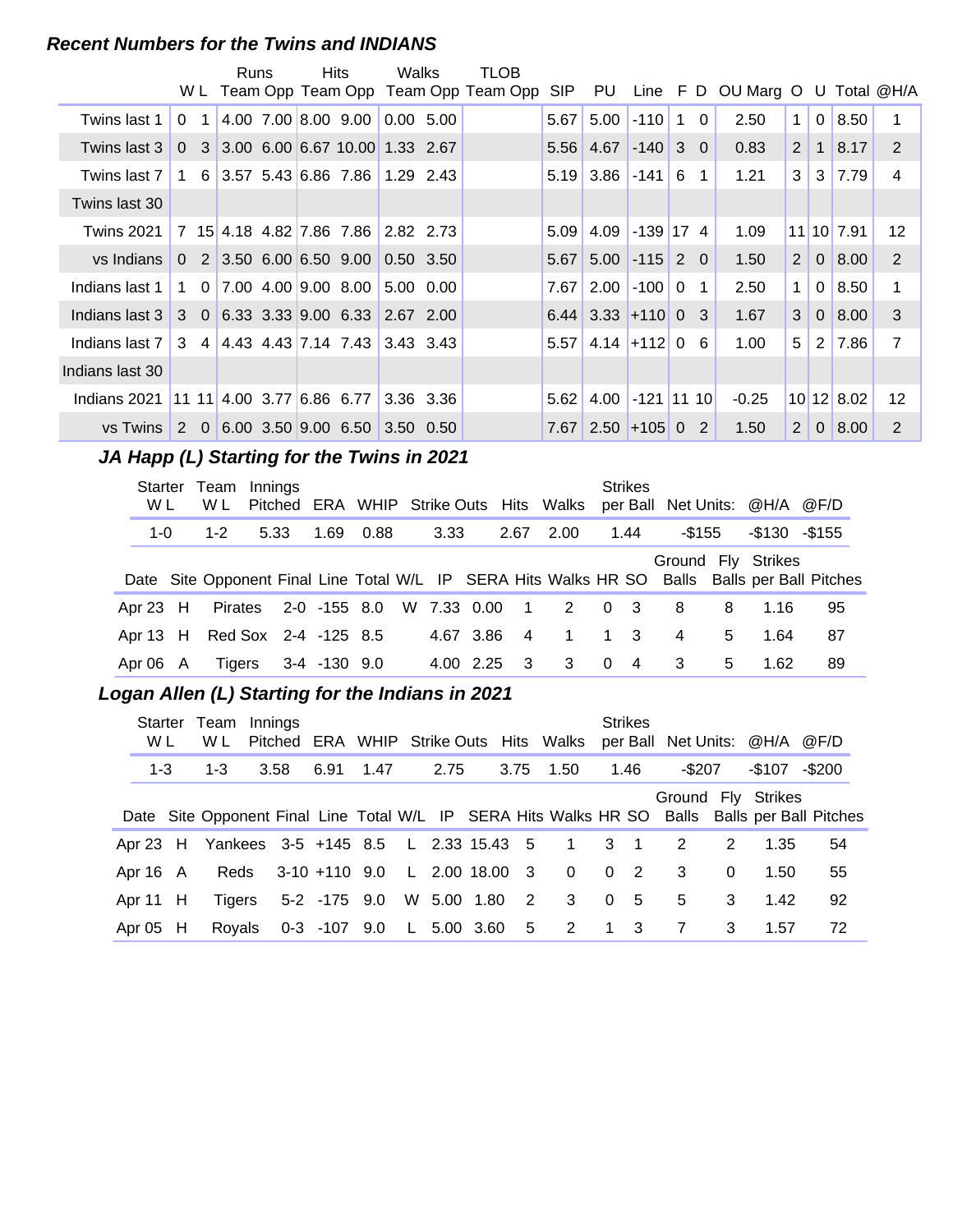### Recent Numbers for the Twins and INDIANS

| | W | L | Runs Team | Runs Opp | Hits Team | Hits Opp | Walks Team | Walks Opp | TLOB Team | TLOB Opp | SIP | PU | Line | F | D | OU Marg | O | U | Total | @H/A |
|---|---|---|---|---|---|---|---|---|---|---|---|---|---|---|---|---|---|---|---|---|
| Twins last 1 | 0 | 1 | 4.00 | 7.00 | 8.00 | 9.00 | 0.00 | 5.00 | | | 5.67 | 5.00 | -110 | 1 | 0 | 2.50 | 1 | 0 | 8.50 | 1 |
| Twins last 3 | 0 | 3 | 3.00 | 6.00 | 6.67 | 10.00 | 1.33 | 2.67 | | | 5.56 | 4.67 | -140 | 3 | 0 | 0.83 | 2 | 1 | 8.17 | 2 |
| Twins last 7 | 1 | 6 | 3.57 | 5.43 | 6.86 | 7.86 | 1.29 | 2.43 | | | 5.19 | 3.86 | -141 | 6 | 1 | 1.21 | 3 | 3 | 7.79 | 4 |
| Twins last 30 | | | | | | | | | | | | | | | | | | | | |
| Twins 2021 | 7 | 15 | 4.18 | 4.82 | 7.86 | 7.86 | 2.82 | 2.73 | | | 5.09 | 4.09 | -139 | 17 | 4 | 1.09 | 11 | 10 | 7.91 | 12 |
| vs Indians | 0 | 2 | 3.50 | 6.00 | 6.50 | 9.00 | 0.50 | 3.50 | | | 5.67 | 5.00 | -115 | 2 | 0 | 1.50 | 2 | 0 | 8.00 | 2 |
| Indians last 1 | 1 | 0 | 7.00 | 4.00 | 9.00 | 8.00 | 5.00 | 0.00 | | | 7.67 | 2.00 | -100 | 0 | 1 | 2.50 | 1 | 0 | 8.50 | 1 |
| Indians last 3 | 3 | 0 | 6.33 | 3.33 | 9.00 | 6.33 | 2.67 | 2.00 | | | 6.44 | 3.33 | +110 | 0 | 3 | 1.67 | 3 | 0 | 8.00 | 3 |
| Indians last 7 | 3 | 4 | 4.43 | 4.43 | 7.14 | 7.43 | 3.43 | 3.43 | | | 5.57 | 4.14 | +112 | 0 | 6 | 1.00 | 5 | 2 | 7.86 | 7 |
| Indians last 30 | | | | | | | | | | | | | | | | | | | | |
| Indians 2021 | 11 | 11 | 4.00 | 3.77 | 6.86 | 6.77 | 3.36 | 3.36 | | | 5.62 | 4.00 | -121 | 11 | 10 | -0.25 | 10 | 12 | 8.02 | 12 |
| vs Twins | 2 | 0 | 6.00 | 3.50 | 9.00 | 6.50 | 3.50 | 0.50 | | | 7.67 | 2.50 | +105 | 0 | 2 | 1.50 | 2 | 0 | 8.00 | 2 |

### JA Happ (L) Starting for the Twins in 2021

| Starter W L | Team W L | Innings Pitched | ERA | WHIP | Strike Outs | Hits | Walks | Strikes per Ball | Net Units: | @H/A | @F/D |
|---|---|---|---|---|---|---|---|---|---|---|---|
| 1-0 | 1-2 | 5.33 | 1.69 | 0.88 | 3.33 | 2.67 | 2.00 | 1.44 | -$155 | -$130 | -$155 |

| Date | Site | Opponent | Final | Line | Total | W/L | IP | SERA | Hits | Walks | HR | SO | Ground Balls | Fly Balls | Strikes per Ball | Pitches |
|---|---|---|---|---|---|---|---|---|---|---|---|---|---|---|---|---|
| Apr 23 | H | Pirates | 2-0 | -155 | 8.0 | W | 7.33 | 0.00 | 1 | 2 | 0 | 3 | 8 | 8 | 1.16 | 95 |
| Apr 13 | H | Red Sox | 2-4 | -125 | 8.5 | | 4.67 | 3.86 | 4 | 1 | 1 | 3 | 4 | 5 | 1.64 | 87 |
| Apr 06 | A | Tigers | 3-4 | -130 | 9.0 | | 4.00 | 2.25 | 3 | 3 | 0 | 4 | 3 | 5 | 1.62 | 89 |

### Logan Allen (L) Starting for the Indians in 2021

| Starter W L | Team W L | Innings Pitched | ERA | WHIP | Strike Outs | Hits | Walks | Strikes per Ball | Net Units: | @H/A | @F/D |
|---|---|---|---|---|---|---|---|---|---|---|---|
| 1-3 | 1-3 | 3.58 | 6.91 | 1.47 | 2.75 | 3.75 | 1.50 | 1.46 | -$207 | -$107 | -$200 |

| Date | Site | Opponent | Final | Line | Total | W/L | IP | SERA | Hits | Walks | HR | SO | Ground Balls | Fly Balls | Strikes per Ball | Pitches |
|---|---|---|---|---|---|---|---|---|---|---|---|---|---|---|---|---|
| Apr 23 | H | Yankees | 3-5 | +145 | 8.5 | L | 2.33 | 15.43 | 5 | 1 | 3 | 1 | 2 | 2 | 1.35 | 54 |
| Apr 16 | A | Reds | 3-10 | +110 | 9.0 | L | 2.00 | 18.00 | 3 | 0 | 0 | 2 | 3 | 0 | 1.50 | 55 |
| Apr 11 | H | Tigers | 5-2 | -175 | 9.0 | W | 5.00 | 1.80 | 2 | 3 | 0 | 5 | 5 | 3 | 1.42 | 92 |
| Apr 05 | H | Royals | 0-3 | -107 | 9.0 | L | 5.00 | 3.60 | 5 | 2 | 1 | 3 | 7 | 3 | 1.57 | 72 |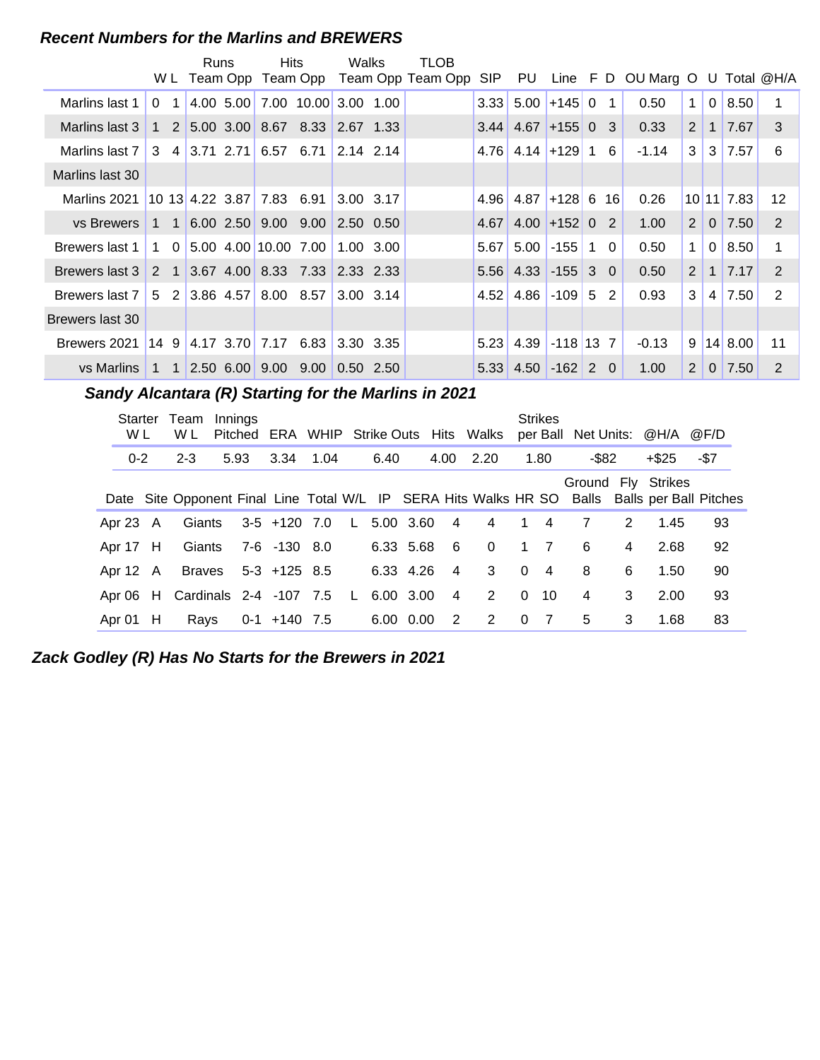### Recent Numbers for the Marlins and BREWERS

| | W | L | Runs Team | Runs Opp | Hits Team | Hits Opp | Walks Team | Walks Opp | TLOB Team | TLOB Opp | SIP | PU | Line | F | D | OU Marg | O | U | Total | @H/A |
|---|---|---|---|---|---|---|---|---|---|---|---|---|---|---|---|---|---|---|---|---|
| Marlins last 1 | 0 | 1 | 4.00 | 5.00 | 7.00 | 10.00 | 3.00 | 1.00 | | | 3.33 | 5.00 | +145 | 0 | 1 | 0.50 | 1 | 0 | 8.50 | 1 |
| Marlins last 3 | 1 | 2 | 5.00 | 3.00 | 8.67 | 8.33 | 2.67 | 1.33 | | | 3.44 | 4.67 | +155 | 0 | 3 | 0.33 | 2 | 1 | 7.67 | 3 |
| Marlins last 7 | 3 | 4 | 3.71 | 2.71 | 6.57 | 6.71 | 2.14 | 2.14 | | | 4.76 | 4.14 | +129 | 1 | 6 | -1.14 | 3 | 3 | 7.57 | 6 |
| Marlins last 30 | | | | | | | | | | | | | | | | | | | | |
| Marlins 2021 | 10 | 13 | 4.22 | 3.87 | 7.83 | 6.91 | 3.00 | 3.17 | | | 4.96 | 4.87 | +128 | 6 | 16 | 0.26 | 10 | 11 | 7.83 | 12 |
| vs Brewers | 1 | 1 | 6.00 | 2.50 | 9.00 | 9.00 | 2.50 | 0.50 | | | 4.67 | 4.00 | +152 | 0 | 2 | 1.00 | 2 | 0 | 7.50 | 2 |
| Brewers last 1 | 1 | 0 | 5.00 | 4.00 | 10.00 | 7.00 | 1.00 | 3.00 | | | 5.67 | 5.00 | -155 | 1 | 0 | 0.50 | 1 | 0 | 8.50 | 1 |
| Brewers last 3 | 2 | 1 | 3.67 | 4.00 | 8.33 | 7.33 | 2.33 | 2.33 | | | 5.56 | 4.33 | -155 | 3 | 0 | 0.50 | 2 | 1 | 7.17 | 2 |
| Brewers last 7 | 5 | 2 | 3.86 | 4.57 | 8.00 | 8.57 | 3.00 | 3.14 | | | 4.52 | 4.86 | -109 | 5 | 2 | 0.93 | 3 | 4 | 7.50 | 2 |
| Brewers last 30 | | | | | | | | | | | | | | | | | | | | |
| Brewers 2021 | 14 | 9 | 4.17 | 3.70 | 7.17 | 6.83 | 3.30 | 3.35 | | | 5.23 | 4.39 | -118 | 13 | 7 | -0.13 | 9 | 14 | 8.00 | 11 |
| vs Marlins | 1 | 1 | 2.50 | 6.00 | 9.00 | 9.00 | 0.50 | 2.50 | | | 5.33 | 4.50 | -162 | 2 | 0 | 1.00 | 2 | 0 | 7.50 | 2 |

### Sandy Alcantara (R) Starting for the Marlins in 2021

| Starter W L | Team W L | Innings Pitched | ERA | WHIP | Strike Outs | Hits | Walks | Strikes per Ball | Net Units: | @H/A | @F/D |
|---|---|---|---|---|---|---|---|---|---|---|---|
| 0-2 | 2-3 | 5.93 | 3.34 | 1.04 | 6.40 | 4.00 | 2.20 | 1.80 | -$82 | +$25 | -$7 |

| Date | Site | Opponent | Final | Line | Total | W/L | IP | SERA | Hits | Walks | HR | SO | Ground Balls | Fly Balls | Strikes per Ball | Pitches |
|---|---|---|---|---|---|---|---|---|---|---|---|---|---|---|---|---|
| Apr 23 | A | Giants | 3-5 | +120 | 7.0 | L | 5.00 | 3.60 | 4 | 4 | 1 | 4 | 7 | 2 | 1.45 | 93 |
| Apr 17 | H | Giants | 7-6 | -130 | 8.0 | | 6.33 | 5.68 | 6 | 0 | 1 | 7 | 6 | 4 | 2.68 | 92 |
| Apr 12 | A | Braves | 5-3 | +125 | 8.5 | | 6.33 | 4.26 | 4 | 3 | 0 | 4 | 8 | 6 | 1.50 | 90 |
| Apr 06 | H | Cardinals | 2-4 | -107 | 7.5 | L | 6.00 | 3.00 | 4 | 2 | 0 | 10 | 4 | 3 | 2.00 | 93 |
| Apr 01 | H | Rays | 0-1 | +140 | 7.5 | | 6.00 | 0.00 | 2 | 2 | 0 | 7 | 5 | 3 | 1.68 | 83 |

### Zack Godley (R) Has No Starts for the Brewers in 2021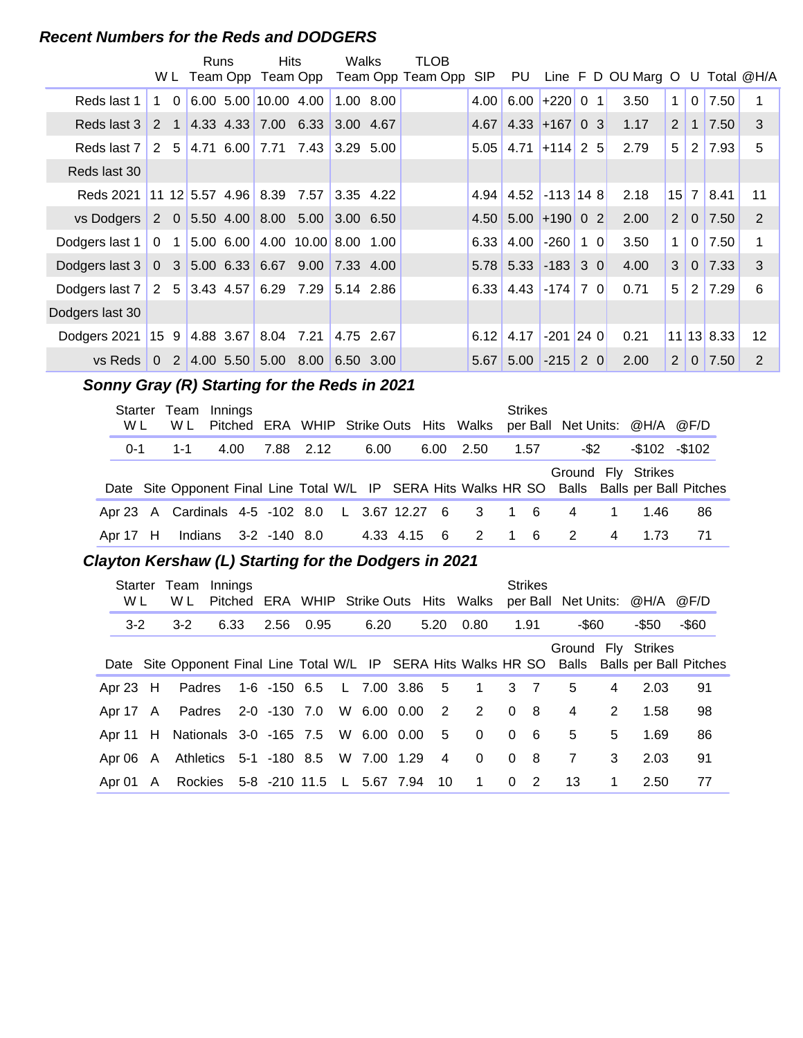## Recent Numbers for the Reds and DODGERS

| | W | L | Runs Team | Runs Opp | Hits Team | Hits Opp | Walks Team | Walks Opp | TLOB Team | TLOB Opp | SIP | PU | Line | F | D | OU Marg | O | U | Total | @H/A |
|---|---|---|---|---|---|---|---|---|---|---|---|---|---|---|---|---|---|---|---|---|
| Reds last 1 | 1 | 0 | 6.00 | 5.00 | 10.00 | 4.00 | 1.00 | 8.00 | | | 4.00 | 6.00 | +220 | 0 | 1 | 3.50 | 1 | 0 | 7.50 | 1 |
| Reds last 3 | 2 | 1 | 4.33 | 4.33 | 7.00 | 6.33 | 3.00 | 4.67 | | | 4.67 | 4.33 | +167 | 0 | 3 | 1.17 | 2 | 1 | 7.50 | 3 |
| Reds last 7 | 2 | 5 | 4.71 | 6.00 | 7.71 | 7.43 | 3.29 | 5.00 | | | 5.05 | 4.71 | +114 | 2 | 5 | 2.79 | 5 | 2 | 7.93 | 5 |
| Reds last 30 | | | | | | | | | | | | | | | | | | | | |
| Reds 2021 | 11 | 12 | 5.57 | 4.96 | 8.39 | 7.57 | 3.35 | 4.22 | | | 4.94 | 4.52 | -113 | 14 | 8 | 2.18 | 15 | 7 | 8.41 | 11 |
| vs Dodgers | 2 | 0 | 5.50 | 4.00 | 8.00 | 5.00 | 3.00 | 6.50 | | | 4.50 | 5.00 | +190 | 0 | 2 | 2.00 | 2 | 0 | 7.50 | 2 |
| Dodgers last 1 | 0 | 1 | 5.00 | 6.00 | 4.00 | 10.00 | 8.00 | 1.00 | | | 6.33 | 4.00 | -260 | 1 | 0 | 3.50 | 1 | 0 | 7.50 | 1 |
| Dodgers last 3 | 0 | 3 | 5.00 | 6.33 | 6.67 | 9.00 | 7.33 | 4.00 | | | 5.78 | 5.33 | -183 | 3 | 0 | 4.00 | 3 | 0 | 7.33 | 3 |
| Dodgers last 7 | 2 | 5 | 3.43 | 4.57 | 6.29 | 7.29 | 5.14 | 2.86 | | | 6.33 | 4.43 | -174 | 7 | 0 | 0.71 | 5 | 2 | 7.29 | 6 |
| Dodgers last 30 | | | | | | | | | | | | | | | | | | | | |
| Dodgers 2021 | 15 | 9 | 4.88 | 3.67 | 8.04 | 7.21 | 4.75 | 2.67 | | | 6.12 | 4.17 | -201 | 24 | 0 | 0.21 | 11 | 13 | 8.33 | 12 |
| vs Reds | 0 | 2 | 4.00 | 5.50 | 5.00 | 8.00 | 6.50 | 3.00 | | | 5.67 | 5.00 | -215 | 2 | 0 | 2.00 | 2 | 0 | 7.50 | 2 |

## Sonny Gray (R) Starting for the Reds in 2021

| Starter W L | Team W L | Innings Pitched | ERA | WHIP | Strike Outs | Hits | Walks | Strikes per Ball | Net Units: | @H/A | @F/D |
|---|---|---|---|---|---|---|---|---|---|---|---|
| 0-1 | 1-1 | 4.00 | 7.88 | 2.12 | 6.00 | 6.00 | 2.50 | 1.57 | -$2 | -$102 | -$102 |

| Date | Site | Opponent | Final | Line | Total | W/L | IP | SERA | Hits | Walks | HR | SO | Ground Balls | Fly Balls | Strikes per Ball | Pitches |
|---|---|---|---|---|---|---|---|---|---|---|---|---|---|---|---|---|
| Apr 23 | A | Cardinals | 4-5 | -102 | 8.0 | L | 3.67 | 12.27 | 6 | 3 | 1 | 6 | 4 | 1 | 1.46 | 86 |
| Apr 17 | H | Indians | 3-2 | -140 | 8.0 | | 4.33 | 4.15 | 6 | 2 | 1 | 6 | 2 | 4 | 1.73 | 71 |

## Clayton Kershaw (L) Starting for the Dodgers in 2021

| Starter W L | Team W L | Innings Pitched | ERA | WHIP | Strike Outs | Hits | Walks | Strikes per Ball | Net Units: | @H/A | @F/D |
|---|---|---|---|---|---|---|---|---|---|---|---|
| 3-2 | 3-2 | 6.33 | 2.56 | 0.95 | 6.20 | 5.20 | 0.80 | 1.91 | -$60 | -$50 | -$60 |

| Date | Site | Opponent | Final | Line | Total | W/L | IP | SERA | Hits | Walks | HR | SO | Ground Balls | Fly Balls | Strikes per Ball | Pitches |
|---|---|---|---|---|---|---|---|---|---|---|---|---|---|---|---|---|
| Apr 23 | H | Padres | 1-6 | -150 | 6.5 | L | 7.00 | 3.86 | 5 | 1 | 3 | 7 | 5 | 4 | 2.03 | 91 |
| Apr 17 | A | Padres | 2-0 | -130 | 7.0 | W | 6.00 | 0.00 | 2 | 2 | 0 | 8 | 4 | 2 | 1.58 | 98 |
| Apr 11 | H | Nationals | 3-0 | -165 | 7.5 | W | 6.00 | 0.00 | 5 | 0 | 0 | 6 | 5 | 5 | 1.69 | 86 |
| Apr 06 | A | Athletics | 5-1 | -180 | 8.5 | W | 7.00 | 1.29 | 4 | 0 | 0 | 8 | 7 | 3 | 2.03 | 91 |
| Apr 01 | A | Rockies | 5-8 | -210 | 11.5 | L | 5.67 | 7.94 | 10 | 1 | 0 | 2 | 13 | 1 | 2.50 | 77 |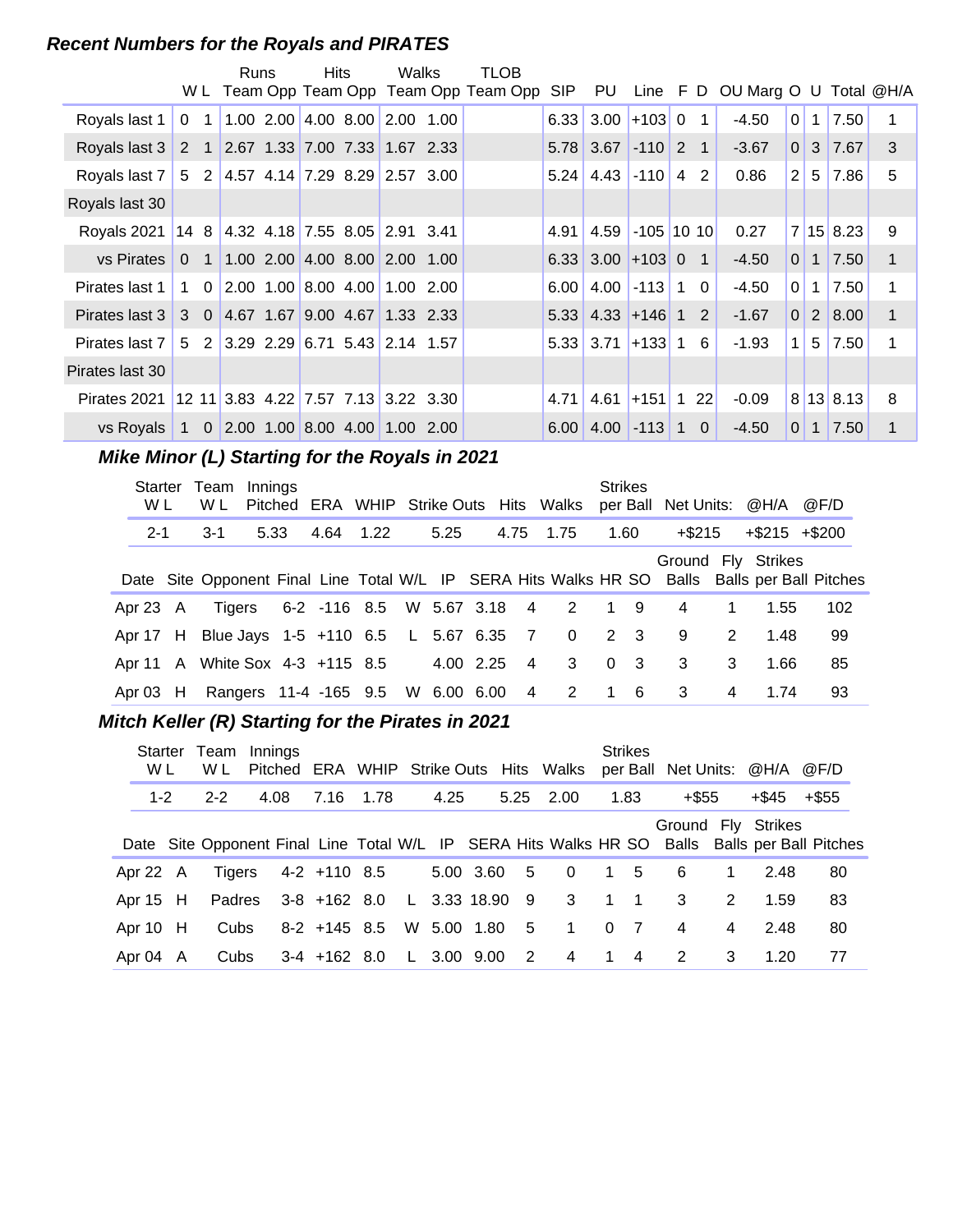## Recent Numbers for the Royals and PIRATES

| | W | L | Runs Team | Runs Opp | Hits Team | Hits Opp | Walks Team | Walks Opp | TLOB Team | TLOB Opp | SIP | PU | Line | F | D | OU Marg | O | U | Total | @H/A |
|---|---|---|---|---|---|---|---|---|---|---|---|---|---|---|---|---|---|---|---|---|
| Royals last 1 | 0 | 1 | 1.00 | 2.00 | 4.00 | 8.00 | 2.00 | 1.00 | | | 6.33 | 3.00 | +103 | 0 | 1 | -4.50 | 0 | 1 | 7.50 | 1 |
| Royals last 3 | 2 | 1 | 2.67 | 1.33 | 7.00 | 7.33 | 1.67 | 2.33 | | | 5.78 | 3.67 | -110 | 2 | 1 | -3.67 | 0 | 3 | 7.67 | 3 |
| Royals last 7 | 5 | 2 | 4.57 | 4.14 | 7.29 | 8.29 | 2.57 | 3.00 | | | 5.24 | 4.43 | -110 | 4 | 2 | 0.86 | 2 | 5 | 7.86 | 5 |
| Royals last 30 | | | | | | | | | | | | | | | | | | | | |
| Royals 2021 | 14 | 8 | 4.32 | 4.18 | 7.55 | 8.05 | 2.91 | 3.41 | | | 4.91 | 4.59 | -105 | 10 | 10 | 0.27 | 7 | 15 | 8.23 | 9 |
| vs Pirates | 0 | 1 | 1.00 | 2.00 | 4.00 | 8.00 | 2.00 | 1.00 | | | 6.33 | 3.00 | +103 | 0 | 1 | -4.50 | 0 | 1 | 7.50 | 1 |
| Pirates last 1 | 1 | 0 | 2.00 | 1.00 | 8.00 | 4.00 | 1.00 | 2.00 | | | 6.00 | 4.00 | -113 | 1 | 0 | -4.50 | 0 | 1 | 7.50 | 1 |
| Pirates last 3 | 3 | 0 | 4.67 | 1.67 | 9.00 | 4.67 | 1.33 | 2.33 | | | 5.33 | 4.33 | +146 | 1 | 2 | -1.67 | 0 | 2 | 8.00 | 1 |
| Pirates last 7 | 5 | 2 | 3.29 | 2.29 | 6.71 | 5.43 | 2.14 | 1.57 | | | 5.33 | 3.71 | +133 | 1 | 6 | -1.93 | 1 | 5 | 7.50 | 1 |
| Pirates last 30 | | | | | | | | | | | | | | | | | | | | |
| Pirates 2021 | 12 | 11 | 3.83 | 4.22 | 7.57 | 7.13 | 3.22 | 3.30 | | | 4.71 | 4.61 | +151 | 1 | 22 | -0.09 | 8 | 13 | 8.13 | 8 |
| vs Royals | 1 | 0 | 2.00 | 1.00 | 8.00 | 4.00 | 1.00 | 2.00 | | | 6.00 | 4.00 | -113 | 1 | 0 | -4.50 | 0 | 1 | 7.50 | 1 |

### Mike Minor (L) Starting for the Royals in 2021

| Starter W L | Team W L | Innings Pitched | ERA | WHIP | Strike Outs | Hits | Walks | Strikes per Ball | Net Units: | @H/A | @F/D |
|---|---|---|---|---|---|---|---|---|---|---|---|
| 2-1 | 3-1 | 5.33 | 4.64 | 1.22 | 5.25 | 4.75 | 1.75 | 1.60 | +$215 | +$215 | +$200 |

| Date | Site | Opponent | Final | Line | Total | W/L | IP | SERA | Hits | Walks | HR | SO | Ground Balls | Fly Balls | Strikes per Ball | Pitches |
|---|---|---|---|---|---|---|---|---|---|---|---|---|---|---|---|---|
| Apr 23 | A | Tigers | 6-2 | -116 | 8.5 | W | 5.67 | 3.18 | 4 | 2 | 1 | 9 | 4 | 1 | 1.55 | 102 |
| Apr 17 | H | Blue Jays | 1-5 | +110 | 6.5 | L | 5.67 | 6.35 | 7 | 0 | 2 | 3 | 9 | 2 | 1.48 | 99 |
| Apr 11 | A | White Sox | 4-3 | +115 | 8.5 | | 4.00 | 2.25 | 4 | 3 | 0 | 3 | 3 | 3 | 1.66 | 85 |
| Apr 03 | H | Rangers | 11-4 | -165 | 9.5 | W | 6.00 | 6.00 | 4 | 2 | 1 | 6 | 3 | 4 | 1.74 | 93 |

### Mitch Keller (R) Starting for the Pirates in 2021

| Starter W L | Team W L | Innings Pitched | ERA | WHIP | Strike Outs | Hits | Walks | Strikes per Ball | Net Units: | @H/A | @F/D |
|---|---|---|---|---|---|---|---|---|---|---|---|
| 1-2 | 2-2 | 4.08 | 7.16 | 1.78 | 4.25 | 5.25 | 2.00 | 1.83 | +$55 | +$45 | +$55 |

| Date | Site | Opponent | Final | Line | Total | W/L | IP | SERA | Hits | Walks | HR | SO | Ground Balls | Fly Balls | Strikes per Ball | Pitches |
|---|---|---|---|---|---|---|---|---|---|---|---|---|---|---|---|---|
| Apr 22 | A | Tigers | 4-2 | +110 | 8.5 | | 5.00 | 3.60 | 5 | 0 | 1 | 5 | 6 | 1 | 2.48 | 80 |
| Apr 15 | H | Padres | 3-8 | +162 | 8.0 | L | 3.33 | 18.90 | 9 | 3 | 1 | 1 | 3 | 2 | 1.59 | 83 |
| Apr 10 | H | Cubs | 8-2 | +145 | 8.5 | W | 5.00 | 1.80 | 5 | 1 | 0 | 7 | 4 | 4 | 2.48 | 80 |
| Apr 04 | A | Cubs | 3-4 | +162 | 8.0 | L | 3.00 | 9.00 | 2 | 4 | 1 | 4 | 2 | 3 | 1.20 | 77 |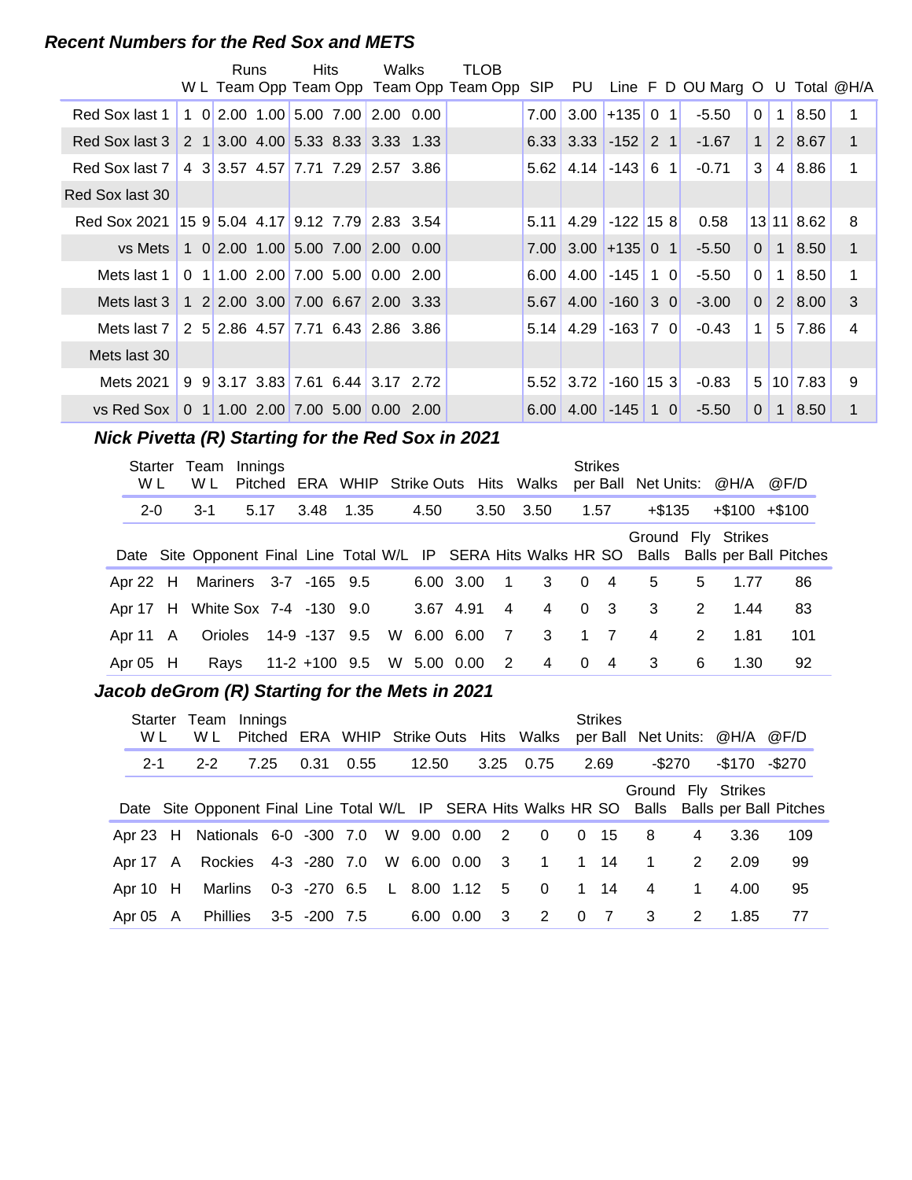### *Recent Numbers for the Red Sox and METS*

| | W | L | Runs Team | Runs Opp | Hits Team | Hits Opp | Walks Team | Walks Opp | TLOB Team | TLOB Opp | SIP | PU | Line | F | D | OU Marg | O | U | Total | @H/A |
|---|---|---|---|---|---|---|---|---|---|---|---|---|---|---|---|---|---|---|---|---|
| Red Sox last 1 | 1 | 0 | 2.00 | 1.00 | 5.00 | 7.00 | 2.00 | 0.00 | | | 7.00 | 3.00 | +135 | 0 | 1 | -5.50 | 0 | 1 | 8.50 | 1 |
| Red Sox last 3 | 2 | 1 | 3.00 | 4.00 | 5.33 | 8.33 | 3.33 | 1.33 | | | 6.33 | 3.33 | -152 | 2 | 1 | -1.67 | 1 | 2 | 8.67 | 1 |
| Red Sox last 7 | 4 | 3 | 3.57 | 4.57 | 7.71 | 7.29 | 2.57 | 3.86 | | | 5.62 | 4.14 | -143 | 6 | 1 | -0.71 | 3 | 4 | 8.86 | 1 |
| Red Sox last 30 | | | | | | | | | | | | | | | | | | | | |
| Red Sox 2021 | 15 | 9 | 5.04 | 4.17 | 9.12 | 7.79 | 2.83 | 3.54 | | | 5.11 | 4.29 | -122 | 15 | 8 | 0.58 | 13 | 11 | 8.62 | 8 |
| vs Mets | 1 | 0 | 2.00 | 1.00 | 5.00 | 7.00 | 2.00 | 0.00 | | | 7.00 | 3.00 | +135 | 0 | 1 | -5.50 | 0 | 1 | 8.50 | 1 |
| Mets last 1 | 0 | 1 | 1.00 | 2.00 | 7.00 | 5.00 | 0.00 | 2.00 | | | 6.00 | 4.00 | -145 | 1 | 0 | -5.50 | 0 | 1 | 8.50 | 1 |
| Mets last 3 | 1 | 2 | 2.00 | 3.00 | 7.00 | 6.67 | 2.00 | 3.33 | | | 5.67 | 4.00 | -160 | 3 | 0 | -3.00 | 0 | 2 | 8.00 | 3 |
| Mets last 7 | 2 | 5 | 2.86 | 4.57 | 7.71 | 6.43 | 2.86 | 3.86 | | | 5.14 | 4.29 | -163 | 7 | 0 | -0.43 | 1 | 5 | 7.86 | 4 |
| Mets last 30 | | | | | | | | | | | | | | | | | | | | |
| Mets 2021 | 9 | 9 | 3.17 | 3.83 | 7.61 | 6.44 | 3.17 | 2.72 | | | 5.52 | 3.72 | -160 | 15 | 3 | -0.83 | 5 | 10 | 7.83 | 9 |
| vs Red Sox | 0 | 1 | 1.00 | 2.00 | 7.00 | 5.00 | 0.00 | 2.00 | | | 6.00 | 4.00 | -145 | 1 | 0 | -5.50 | 0 | 1 | 8.50 | 1 |

### *Nick Pivetta (R) Starting for the Red Sox in 2021*

| Starter W L | Team W L | Innings Pitched | ERA | WHIP | Strike Outs | Hits | Walks | Strikes per Ball | Net Units: | @H/A | @F/D |
|---|---|---|---|---|---|---|---|---|---|---|---|
| 2-0 | 3-1 | 5.17 | 3.48 | 1.35 | 4.50 | 3.50 | 3.50 | 1.57 | +$135 | +$100 | +$100 |

| Date | Site | Opponent | Final | Line | Total | W/L | IP | SERA | Hits | Walks | HR | SO | Ground Balls | Fly Balls | Strikes per Ball | Pitches |
|---|---|---|---|---|---|---|---|---|---|---|---|---|---|---|---|---|
| Apr 22 | H | Mariners | 3-7 | -165 | 9.5 | | 6.00 | 3.00 | 1 | 3 | 0 | 4 | 5 | 5 | 1.77 | 86 |
| Apr 17 | H | White Sox | 7-4 | -130 | 9.0 | | 3.67 | 4.91 | 4 | 4 | 0 | 3 | 3 | 2 | 1.44 | 83 |
| Apr 11 | A | Orioles | 14-9 | -137 | 9.5 | W | 6.00 | 6.00 | 7 | 3 | 1 | 7 | 4 | 2 | 1.81 | 101 |
| Apr 05 | H | Rays | 11-2 | +100 | 9.5 | W | 5.00 | 0.00 | 2 | 4 | 0 | 4 | 3 | 6 | 1.30 | 92 |

### *Jacob deGrom (R) Starting for the Mets in 2021*

| Starter W L | Team W L | Innings Pitched | ERA | WHIP | Strike Outs | Hits | Walks | Strikes per Ball | Net Units: | @H/A | @F/D |
|---|---|---|---|---|---|---|---|---|---|---|---|
| 2-1 | 2-2 | 7.25 | 0.31 | 0.55 | 12.50 | 3.25 | 0.75 | 2.69 | -$270 | -$170 | -$270 |

| Date | Site | Opponent | Final | Line | Total | W/L | IP | SERA | Hits | Walks | HR | SO | Ground Balls | Fly Balls | Strikes per Ball | Pitches |
|---|---|---|---|---|---|---|---|---|---|---|---|---|---|---|---|---|
| Apr 23 | H | Nationals | 6-0 | -300 | 7.0 | W | 9.00 | 0.00 | 2 | 0 | 0 | 15 | 8 | 4 | 3.36 | 109 |
| Apr 17 | A | Rockies | 4-3 | -280 | 7.0 | W | 6.00 | 0.00 | 3 | 1 | 1 | 14 | 1 | 2 | 2.09 | 99 |
| Apr 10 | H | Marlins | 0-3 | -270 | 6.5 | L | 8.00 | 1.12 | 5 | 0 | 1 | 14 | 4 | 1 | 4.00 | 95 |
| Apr 05 | A | Phillies | 3-5 | -200 | 7.5 | | 6.00 | 0.00 | 3 | 2 | 0 | 7 | 3 | 2 | 1.85 | 77 |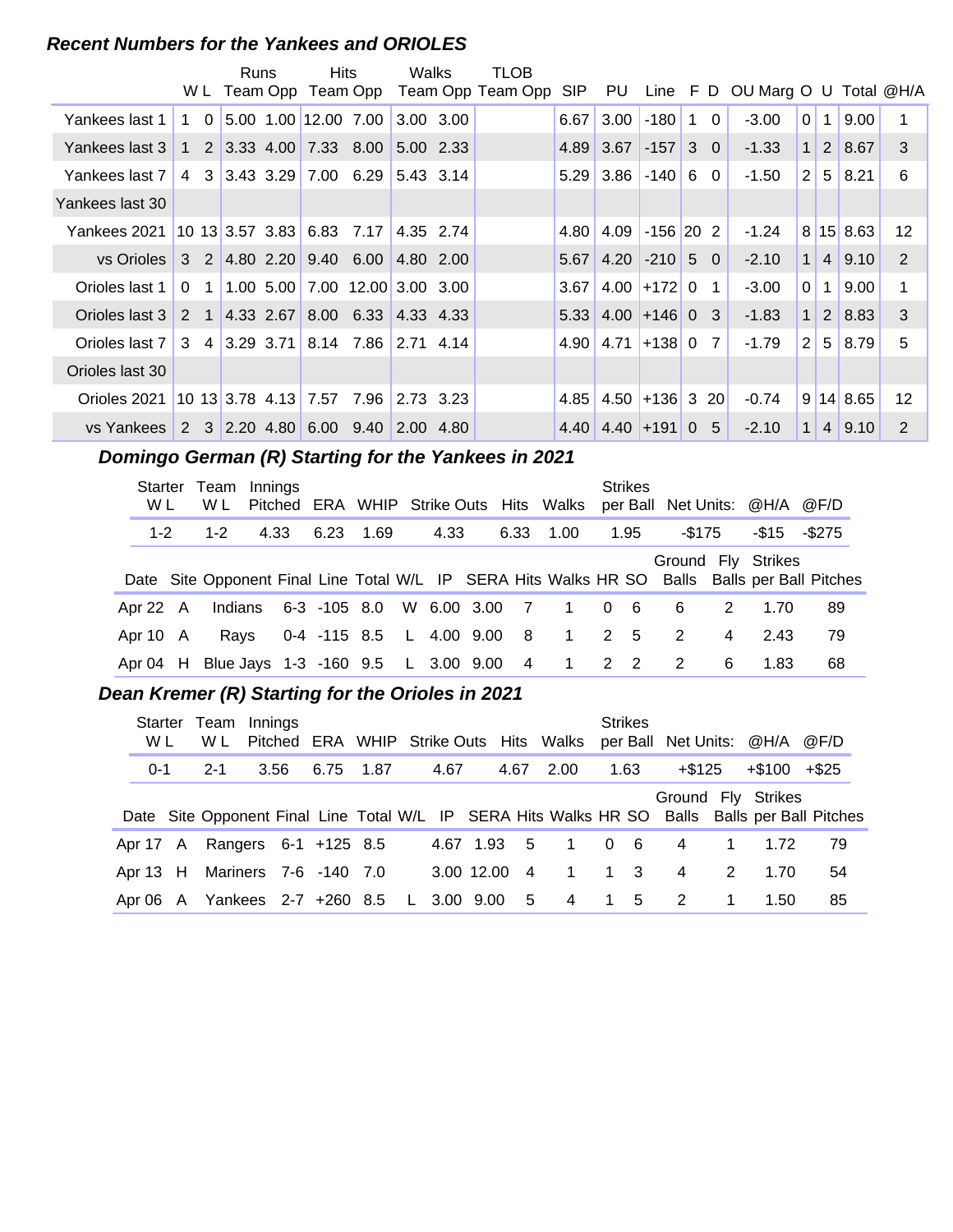### Recent Numbers for the Yankees and ORIOLES

| | W | L | Runs Team | Runs Opp | Hits Team | Hits Opp | Walks Team | Walks Opp | TLOB Team | TLOB Opp | SIP | PU | Line | F | D | OU Marg | O | U | Total | @H/A |
|---|---|---|---|---|---|---|---|---|---|---|---|---|---|---|---|---|---|---|---|---|
| Yankees last 1 | 1 | 0 | 5.00 | 1.00 | 12.00 | 7.00 | 3.00 | 3.00 | | | 6.67 | 3.00 | -180 | 1 | 0 | -3.00 | 0 | 1 | 9.00 | 1 |
| Yankees last 3 | 1 | 2 | 3.33 | 4.00 | 7.33 | 8.00 | 5.00 | 2.33 | | | 4.89 | 3.67 | -157 | 3 | 0 | -1.33 | 1 | 2 | 8.67 | 3 |
| Yankees last 7 | 4 | 3 | 3.43 | 3.29 | 7.00 | 6.29 | 5.43 | 3.14 | | | 5.29 | 3.86 | -140 | 6 | 0 | -1.50 | 2 | 5 | 8.21 | 6 |
| Yankees last 30 | | | | | | | | | | | | | | | | | | | | |
| Yankees 2021 | 10 | 13 | 3.57 | 3.83 | 6.83 | 7.17 | 4.35 | 2.74 | | | 4.80 | 4.09 | -156 | 20 | 2 | -1.24 | 8 | 15 | 8.63 | 12 |
| vs Orioles | 3 | 2 | 4.80 | 2.20 | 9.40 | 6.00 | 4.80 | 2.00 | | | 5.67 | 4.20 | -210 | 5 | 0 | -2.10 | 1 | 4 | 9.10 | 2 |
| Orioles last 1 | 0 | 1 | 1.00 | 5.00 | 7.00 | 12.00 | 3.00 | 3.00 | | | 3.67 | 4.00 | +172 | 0 | 1 | -3.00 | 0 | 1 | 9.00 | 1 |
| Orioles last 3 | 2 | 1 | 4.33 | 2.67 | 8.00 | 6.33 | 4.33 | 4.33 | | | 5.33 | 4.00 | +146 | 0 | 3 | -1.83 | 1 | 2 | 8.83 | 3 |
| Orioles last 7 | 3 | 4 | 3.29 | 3.71 | 8.14 | 7.86 | 2.71 | 4.14 | | | 4.90 | 4.71 | +138 | 0 | 7 | -1.79 | 2 | 5 | 8.79 | 5 |
| Orioles last 30 | | | | | | | | | | | | | | | | | | | | |
| Orioles 2021 | 10 | 13 | 3.78 | 4.13 | 7.57 | 7.96 | 2.73 | 3.23 | | | 4.85 | 4.50 | +136 | 3 | 20 | -0.74 | 9 | 14 | 8.65 | 12 |
| vs Yankees | 2 | 3 | 2.20 | 4.80 | 6.00 | 9.40 | 2.00 | 4.80 | | | 4.40 | 4.40 | +191 | 0 | 5 | -2.10 | 1 | 4 | 9.10 | 2 |

### Domingo German (R) Starting for the Yankees in 2021

| Starter W L | Team W L | Innings Pitched | ERA | WHIP | Strike Outs | Hits | Walks | Strikes per Ball | Net Units: | @H/A | @F/D |
|---|---|---|---|---|---|---|---|---|---|---|---|
| 1-2 | 1-2 | 4.33 | 6.23 | 1.69 | 4.33 | 6.33 | 1.00 | 1.95 | -$175 | -$15 | -$275 |

| Date | Site | Opponent | Final | Line | Total | W/L | IP | SERA | Hits | Walks | HR | SO | Ground Balls | Fly Balls | Strikes per Ball | Pitches |
|---|---|---|---|---|---|---|---|---|---|---|---|---|---|---|---|---|
| Apr 22 | A | Indians | 6-3 | -105 | 8.0 | W | 6.00 | 3.00 | 7 | 1 | 0 | 6 | 6 | 2 | 1.70 | 89 |
| Apr 10 | A | Rays | 0-4 | -115 | 8.5 | L | 4.00 | 9.00 | 8 | 1 | 2 | 5 | 2 | 4 | 2.43 | 79 |
| Apr 04 | H | Blue Jays | 1-3 | -160 | 9.5 | L | 3.00 | 9.00 | 4 | 1 | 2 | 2 | 2 | 6 | 1.83 | 68 |

### Dean Kremer (R) Starting for the Orioles in 2021

| Starter W L | Team W L | Innings Pitched | ERA | WHIP | Strike Outs | Hits | Walks | Strikes per Ball | Net Units: | @H/A | @F/D |
|---|---|---|---|---|---|---|---|---|---|---|---|
| 0-1 | 2-1 | 3.56 | 6.75 | 1.87 | 4.67 | 4.67 | 2.00 | 1.63 | +$125 | +$100 | +$25 |

| Date | Site | Opponent | Final | Line | Total | W/L | IP | SERA | Hits | Walks | HR | SO | Ground Balls | Fly Balls | Strikes per Ball | Pitches |
|---|---|---|---|---|---|---|---|---|---|---|---|---|---|---|---|---|
| Apr 17 | A | Rangers | 6-1 | +125 | 8.5 | | 4.67 | 1.93 | 5 | 1 | 0 | 6 | 4 | 1 | 1.72 | 79 |
| Apr 13 | H | Mariners | 7-6 | -140 | 7.0 | | 3.00 | 12.00 | 4 | 1 | 1 | 3 | 4 | 2 | 1.70 | 54 |
| Apr 06 | A | Yankees | 2-7 | +260 | 8.5 | L | 3.00 | 9.00 | 5 | 4 | 1 | 5 | 2 | 1 | 1.50 | 85 |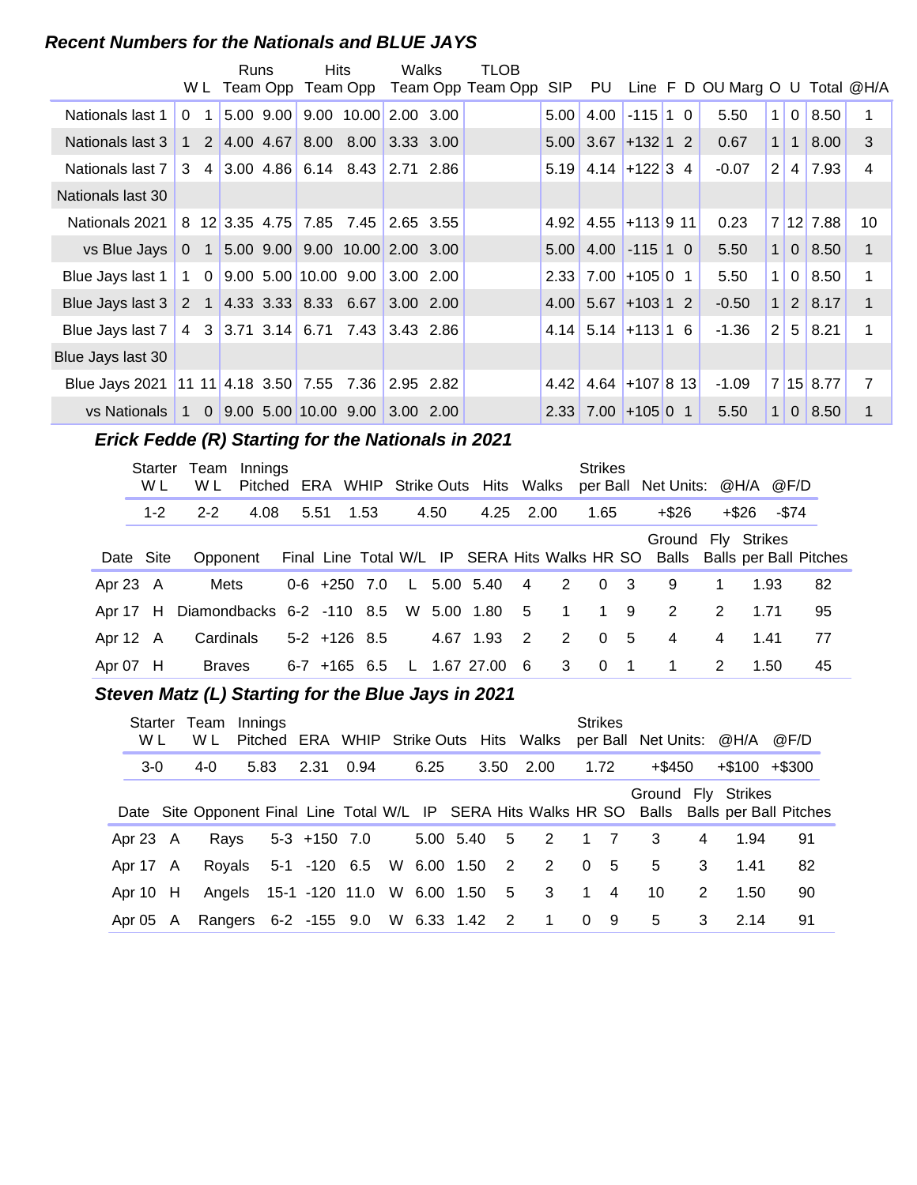### Recent Numbers for the Nationals and BLUE JAYS

| | W | L | Runs Team | Runs Opp | Hits Team | Hits Opp | Walks Team | Walks Opp | TLOB Team | TLOB Opp | SIP | PU | Line | F | D | OU Marg | O | U | Total | @H/A |
|---|---|---|---|---|---|---|---|---|---|---|---|---|---|---|---|---|---|---|---|---|
| Nationals last 1 | 0 | 1 | 5.00 | 9.00 | 9.00 | 10.00 | 2.00 | 3.00 | | | 5.00 | 4.00 | -115 | 1 | 0 | 5.50 | 1 | 0 | 8.50 | 1 |
| Nationals last 3 | 1 | 2 | 4.00 | 4.67 | 8.00 | 8.00 | 3.33 | 3.00 | | | 5.00 | 3.67 | +132 | 1 | 2 | 0.67 | 1 | 1 | 8.00 | 3 |
| Nationals last 7 | 3 | 4 | 3.00 | 4.86 | 6.14 | 8.43 | 2.71 | 2.86 | | | 5.19 | 4.14 | +122 | 3 | 4 | -0.07 | 2 | 4 | 7.93 | 4 |
| Nationals last 30 | | | | | | | | | | | | | | | | | | | | |
| Nationals 2021 | 8 | 12 | 3.35 | 4.75 | 7.85 | 7.45 | 2.65 | 3.55 | | | 4.92 | 4.55 | +113 | 9 | 11 | 0.23 | 7 | 12 | 7.88 | 10 |
| vs Blue Jays | 0 | 1 | 5.00 | 9.00 | 9.00 | 10.00 | 2.00 | 3.00 | | | 5.00 | 4.00 | -115 | 1 | 0 | 5.50 | 1 | 0 | 8.50 | 1 |
| Blue Jays last 1 | 1 | 0 | 9.00 | 5.00 | 10.00 | 9.00 | 3.00 | 2.00 | | | 2.33 | 7.00 | +105 | 0 | 1 | 5.50 | 1 | 0 | 8.50 | 1 |
| Blue Jays last 3 | 2 | 1 | 4.33 | 3.33 | 8.33 | 6.67 | 3.00 | 2.00 | | | 4.00 | 5.67 | +103 | 1 | 2 | -0.50 | 1 | 2 | 8.17 | 1 |
| Blue Jays last 7 | 4 | 3 | 3.71 | 3.14 | 6.71 | 7.43 | 3.43 | 2.86 | | | 4.14 | 5.14 | +113 | 1 | 6 | -1.36 | 2 | 5 | 8.21 | 1 |
| Blue Jays last 30 | | | | | | | | | | | | | | | | | | | | |
| Blue Jays 2021 | 11 | 11 | 4.18 | 3.50 | 7.55 | 7.36 | 2.95 | 2.82 | | | 4.42 | 4.64 | +107 | 8 | 13 | -1.09 | 7 | 15 | 8.77 | 7 |
| vs Nationals | 1 | 0 | 9.00 | 5.00 | 10.00 | 9.00 | 3.00 | 2.00 | | | 2.33 | 7.00 | +105 | 0 | 1 | 5.50 | 1 | 0 | 8.50 | 1 |

### Erick Fedde (R) Starting for the Nationals in 2021

| Starter W L | Team W L | Innings Pitched | ERA | WHIP | Strike Outs | Hits | Walks | Strikes per Ball | Net Units: | @H/A | @F/D |
|---|---|---|---|---|---|---|---|---|---|---|---|
| 1-2 | 2-2 | 4.08 | 5.51 | 1.53 | 4.50 | 4.25 | 2.00 | 1.65 | +$26 | +$26 | -$74 |

| Date | Site | Opponent | Final | Line | Total | W/L | IP | SERA | Hits | Walks | HR | SO | Ground Balls | Fly Balls | Strikes per Ball | Pitches |
|---|---|---|---|---|---|---|---|---|---|---|---|---|---|---|---|---|
| Apr 23 | A | Mets | 0-6 | +250 | 7.0 | L | 5.00 | 5.40 | 4 | 2 | 0 | 3 | 9 | 1 | 1.93 | 82 |
| Apr 17 | H | Diamondbacks | 6-2 | -110 | 8.5 | W | 5.00 | 1.80 | 5 | 1 | 1 | 9 | 2 | 2 | 1.71 | 95 |
| Apr 12 | A | Cardinals | 5-2 | +126 | 8.5 | | 4.67 | 1.93 | 2 | 2 | 0 | 5 | 4 | 4 | 1.41 | 77 |
| Apr 07 | H | Braves | 6-7 | +165 | 6.5 | L | 1.67 | 27.00 | 6 | 3 | 0 | 1 | 1 | 2 | 1.50 | 45 |

### Steven Matz (L) Starting for the Blue Jays in 2021

| Starter W L | Team W L | Innings Pitched | ERA | WHIP | Strike Outs | Hits | Walks | Strikes per Ball | Net Units: | @H/A | @F/D |
|---|---|---|---|---|---|---|---|---|---|---|---|
| 3-0 | 4-0 | 5.83 | 2.31 | 0.94 | 6.25 | 3.50 | 2.00 | 1.72 | +$450 | +$100 | +$300 |

| Date | Site | Opponent | Final | Line | Total | W/L | IP | SERA | Hits | Walks | HR | SO | Ground Balls | Fly Balls | Strikes per Ball | Pitches |
|---|---|---|---|---|---|---|---|---|---|---|---|---|---|---|---|---|
| Apr 23 | A | Rays | 5-3 | +150 | 7.0 | | 5.00 | 5.40 | 5 | 2 | 1 | 7 | 3 | 4 | 1.94 | 91 |
| Apr 17 | A | Royals | 5-1 | -120 | 6.5 | W | 6.00 | 1.50 | 2 | 2 | 0 | 5 | 5 | 3 | 1.41 | 82 |
| Apr 10 | H | Angels | 15-1 | -120 | 11.0 | W | 6.00 | 1.50 | 5 | 3 | 1 | 4 | 10 | 2 | 1.50 | 90 |
| Apr 05 | A | Rangers | 6-2 | -155 | 9.0 | W | 6.33 | 1.42 | 2 | 1 | 0 | 9 | 5 | 3 | 2.14 | 91 |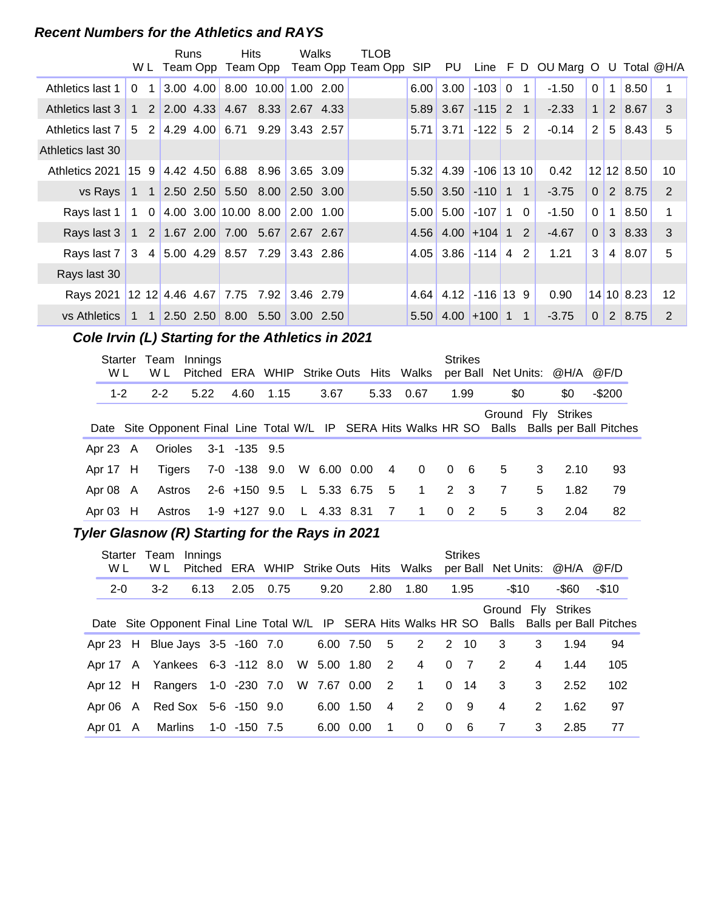### Recent Numbers for the Athletics and RAYS

| | W | L | Runs Team | Runs Opp | Hits Team | Hits Opp | Walks Team | Walks Opp | TLOB Team | TLOB Opp | SIP | PU | Line | F | D | OU Marg | O | U | Total | @H/A |
|---|---|---|---|---|---|---|---|---|---|---|---|---|---|---|---|---|---|---|---|---|
| Athletics last 1 | 0 | 1 | 3.00 | 4.00 | 8.00 | 10.00 | 1.00 | 2.00 | | | 6.00 | 3.00 | -103 | 0 | 1 | -1.50 | 0 | 1 | 8.50 | 1 |
| Athletics last 3 | 1 | 2 | 2.00 | 4.33 | 4.67 | 8.33 | 2.67 | 4.33 | | | 5.89 | 3.67 | -115 | 2 | 1 | -2.33 | 1 | 2 | 8.67 | 3 |
| Athletics last 7 | 5 | 2 | 4.29 | 4.00 | 6.71 | 9.29 | 3.43 | 2.57 | | | 5.71 | 3.71 | -122 | 5 | 2 | -0.14 | 2 | 5 | 8.43 | 5 |
| Athletics last 30 | | | | | | | | | | | | | | | | | | | | |
| Athletics 2021 | 15 | 9 | 4.42 | 4.50 | 6.88 | 8.96 | 3.65 | 3.09 | | | 5.32 | 4.39 | -106 | 13 | 10 | 0.42 | 12 | 12 | 8.50 | 10 |
| vs Rays | 1 | 1 | 2.50 | 2.50 | 5.50 | 8.00 | 2.50 | 3.00 | | | 5.50 | 3.50 | -110 | 1 | 1 | -3.75 | 0 | 2 | 8.75 | 2 |
| Rays last 1 | 1 | 0 | 4.00 | 3.00 | 10.00 | 8.00 | 2.00 | 1.00 | | | 5.00 | 5.00 | -107 | 1 | 0 | -1.50 | 0 | 1 | 8.50 | 1 |
| Rays last 3 | 1 | 2 | 1.67 | 2.00 | 7.00 | 5.67 | 2.67 | 2.67 | | | 4.56 | 4.00 | +104 | 1 | 2 | -4.67 | 0 | 3 | 8.33 | 3 |
| Rays last 7 | 3 | 4 | 5.00 | 4.29 | 8.57 | 7.29 | 3.43 | 2.86 | | | 4.05 | 3.86 | -114 | 4 | 2 | 1.21 | 3 | 4 | 8.07 | 5 |
| Rays last 30 | | | | | | | | | | | | | | | | | | | | |
| Rays 2021 | 12 | 12 | 4.46 | 4.67 | 7.75 | 7.92 | 3.46 | 2.79 | | | 4.64 | 4.12 | -116 | 13 | 9 | 0.90 | 14 | 10 | 8.23 | 12 |
| vs Athletics | 1 | 1 | 2.50 | 2.50 | 8.00 | 5.50 | 3.00 | 2.50 | | | 5.50 | 4.00 | +100 | 1 | 1 | -3.75 | 0 | 2 | 8.75 | 2 |

### Cole Irvin (L) Starting for the Athletics in 2021

| Starter W L | Team W L | Innings Pitched | ERA | WHIP | Strike Outs | Hits | Walks | Strikes per Ball | Net Units: | @H/A | @F/D |
|---|---|---|---|---|---|---|---|---|---|---|---|
| 1-2 | 2-2 | 5.22 | 4.60 | 1.15 | 3.67 | 5.33 | 0.67 | 1.99 | $0 | $0 | -$200 |

| Date | Site | Opponent | Final | Line | Total | W/L | IP | SERA | Hits | Walks | HR | SO | Ground Balls | Fly Balls | Strikes per Ball | Pitches |
|---|---|---|---|---|---|---|---|---|---|---|---|---|---|---|---|---|
| Apr 23 | A | Orioles | 3-1 | -135 | 9.5 | | | | | | | | | | | |
| Apr 17 | H | Tigers | 7-0 | -138 | 9.0 | W | 6.00 | 0.00 | 4 | 0 | 0 | 6 | 5 | 3 | 2.10 | 93 |
| Apr 08 | A | Astros | 2-6 | +150 | 9.5 | L | 5.33 | 6.75 | 5 | 1 | 2 | 3 | 7 | 5 | 1.82 | 79 |
| Apr 03 | H | Astros | 1-9 | +127 | 9.0 | L | 4.33 | 8.31 | 7 | 1 | 0 | 2 | 5 | 3 | 2.04 | 82 |

### Tyler Glasnow (R) Starting for the Rays in 2021

| Starter W L | Team W L | Innings Pitched | ERA | WHIP | Strike Outs | Hits | Walks | Strikes per Ball | Net Units: | @H/A | @F/D |
|---|---|---|---|---|---|---|---|---|---|---|---|
| 2-0 | 3-2 | 6.13 | 2.05 | 0.75 | 9.20 | 2.80 | 1.80 | 1.95 | -$10 | -$60 | -$10 |

| Date | Site | Opponent | Final | Line | Total | W/L | IP | SERA | Hits | Walks | HR | SO | Ground Balls | Fly Balls | Strikes per Ball | Pitches |
|---|---|---|---|---|---|---|---|---|---|---|---|---|---|---|---|---|
| Apr 23 | H | Blue Jays | 3-5 | -160 | 7.0 | | 6.00 | 7.50 | 5 | 2 | 2 | 10 | 3 | 3 | 1.94 | 94 |
| Apr 17 | A | Yankees | 6-3 | -112 | 8.0 | W | 5.00 | 1.80 | 2 | 4 | 0 | 7 | 2 | 4 | 1.44 | 105 |
| Apr 12 | H | Rangers | 1-0 | -230 | 7.0 | W | 7.67 | 0.00 | 2 | 1 | 0 | 14 | 3 | 3 | 2.52 | 102 |
| Apr 06 | A | Red Sox | 5-6 | -150 | 9.0 | | 6.00 | 1.50 | 4 | 2 | 0 | 9 | 4 | 2 | 1.62 | 97 |
| Apr 01 | A | Marlins | 1-0 | -150 | 7.5 | | 6.00 | 0.00 | 1 | 0 | 0 | 6 | 7 | 3 | 2.85 | 77 |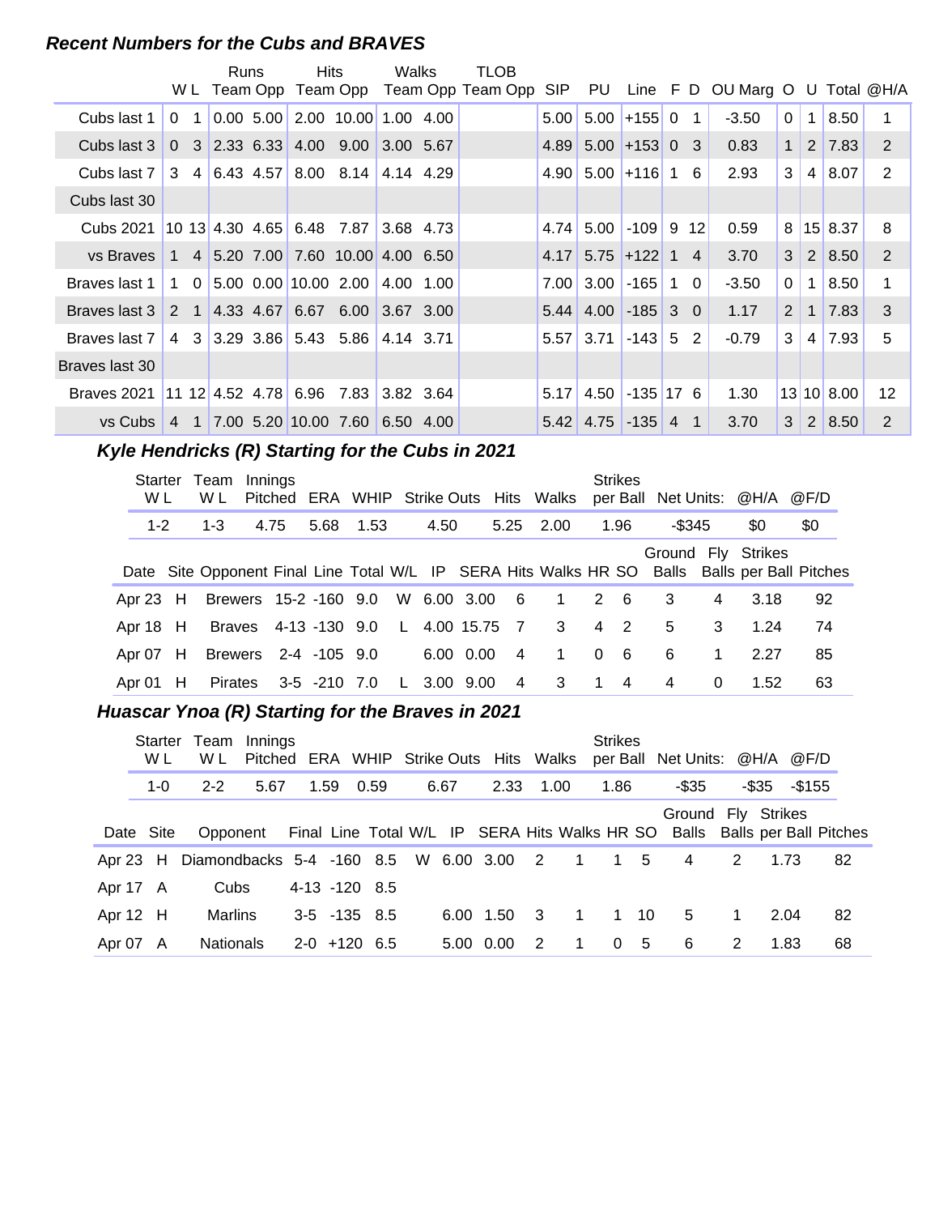## Recent Numbers for the Cubs and BRAVES

| | Runs | | | Hits | | Walks | | TLOB | | | | | | | | | | | |
|---|---|---|---|---|---|---|---|---|---|---|---|---|---|---|---|---|---|---|---|
| | W L | Team | Opp | Team | Opp | Team | Opp | Team | Opp | SIP | PU | Line | F | D | OU Marg | O | U | Total | @H/A |
| Cubs last 1 | 0 1 | 0.00 | 5.00 | 2.00 | 10.00 | 1.00 | 4.00 | | | 5.00 | 5.00 | +155 | 0 | 1 | -3.50 | 0 | 1 | 8.50 | 1 |
| Cubs last 3 | 0 3 | 2.33 | 6.33 | 4.00 | 9.00 | 3.00 | 5.67 | | | 4.89 | 5.00 | +153 | 0 | 3 | 0.83 | 1 | 2 | 7.83 | 2 |
| Cubs last 7 | 3 4 | 6.43 | 4.57 | 8.00 | 8.14 | 4.14 | 4.29 | | | 4.90 | 5.00 | +116 | 1 | 6 | 2.93 | 3 | 4 | 8.07 | 2 |
| Cubs last 30 | | | | | | | | | | | | | | | | | | | |
| Cubs 2021 | 10 13 | 4.30 | 4.65 | 6.48 | 7.87 | 3.68 | 4.73 | | | 4.74 | 5.00 | -109 | 9 | 12 | 0.59 | 8 | 15 | 8.37 | 8 |
| vs Braves | 1 4 | 5.20 | 7.00 | 7.60 | 10.00 | 4.00 | 6.50 | | | 4.17 | 5.75 | +122 | 1 | 4 | 3.70 | 3 | 2 | 8.50 | 2 |
| Braves last 1 | 1 0 | 5.00 | 0.00 | 10.00 | 2.00 | 4.00 | 1.00 | | | 7.00 | 3.00 | -165 | 1 | 0 | -3.50 | 0 | 1 | 8.50 | 1 |
| Braves last 3 | 2 1 | 4.33 | 4.67 | 6.67 | 6.00 | 3.67 | 3.00 | | | 5.44 | 4.00 | -185 | 3 | 0 | 1.17 | 2 | 1 | 7.83 | 3 |
| Braves last 7 | 4 3 | 3.29 | 3.86 | 5.43 | 5.86 | 4.14 | 3.71 | | | 5.57 | 3.71 | -143 | 5 | 2 | -0.79 | 3 | 4 | 7.93 | 5 |
| Braves last 30 | | | | | | | | | | | | | | | | | | | |
| Braves 2021 | 11 12 | 4.52 | 4.78 | 6.96 | 7.83 | 3.82 | 3.64 | | | 5.17 | 4.50 | -135 | 17 | 6 | 1.30 | 13 | 10 | 8.00 | 12 |
| vs Cubs | 4 1 | 7.00 | 5.20 | 10.00 | 7.60 | 6.50 | 4.00 | | | 5.42 | 4.75 | -135 | 4 | 1 | 3.70 | 3 | 2 | 8.50 | 2 |

## Kyle Hendricks (R) Starting for the Cubs in 2021

| Starter W L | Team W L | Innings Pitched | ERA | WHIP | Strike Outs | Hits | Walks | Strikes per Ball | Net Units: | @H/A | @F/D |
|---|---|---|---|---|---|---|---|---|---|---|---|
| 1-2 | 1-3 | 4.75 | 5.68 | 1.53 | 4.50 | 5.25 | 2.00 | 1.96 | -$345 | $0 | $0 |

| Date | Site | Opponent | Final | Line | Total | W/L | IP | SERA | Hits | Walks | HR | SO | Ground Balls | Fly Balls | Strikes per Ball | Pitches |
|---|---|---|---|---|---|---|---|---|---|---|---|---|---|---|---|---|
| Apr 23 | H | Brewers | 15-2 | -160 | 9.0 | W | 6.00 | 3.00 | 6 | 1 | 2 | 6 | 3 | 4 | 3.18 | 92 |
| Apr 18 | H | Braves | 4-13 | -130 | 9.0 | L | 4.00 | 15.75 | 7 | 3 | 4 | 2 | 5 | 3 | 1.24 | 74 |
| Apr 07 | H | Brewers | 2-4 | -105 | 9.0 | | 6.00 | 0.00 | 4 | 1 | 0 | 6 | 6 | 1 | 2.27 | 85 |
| Apr 01 | H | Pirates | 3-5 | -210 | 7.0 | L | 3.00 | 9.00 | 4 | 3 | 1 | 4 | 4 | 0 | 1.52 | 63 |

## Huascar Ynoa (R) Starting for the Braves in 2021

| Starter W L | Team W L | Innings Pitched | ERA | WHIP | Strike Outs | Hits | Walks | Strikes per Ball | Net Units: | @H/A | @F/D |
|---|---|---|---|---|---|---|---|---|---|---|---|
| 1-0 | 2-2 | 5.67 | 1.59 | 0.59 | 6.67 | 2.33 | 1.00 | 1.86 | -$35 | -$35 | -$155 |

| Date | Site | Opponent | Final | Line | Total | W/L | IP | SERA | Hits | Walks | HR | SO | Ground Balls | Fly Balls | Strikes per Ball | Pitches |
|---|---|---|---|---|---|---|---|---|---|---|---|---|---|---|---|---|
| Apr 23 | H | Diamondbacks | 5-4 | -160 | 8.5 | W | 6.00 | 3.00 | 2 | 1 | 1 | 5 | 4 | 2 | 1.73 | 82 |
| Apr 17 | A | Cubs | 4-13 | -120 | 8.5 | | | | | | | | | | | |
| Apr 12 | H | Marlins | 3-5 | -135 | 8.5 | | 6.00 | 1.50 | 3 | 1 | 1 | 10 | 5 | 1 | 2.04 | 82 |
| Apr 07 | A | Nationals | 2-0 | +120 | 6.5 | | 5.00 | 0.00 | 2 | 1 | 0 | 5 | 6 | 2 | 1.83 | 68 |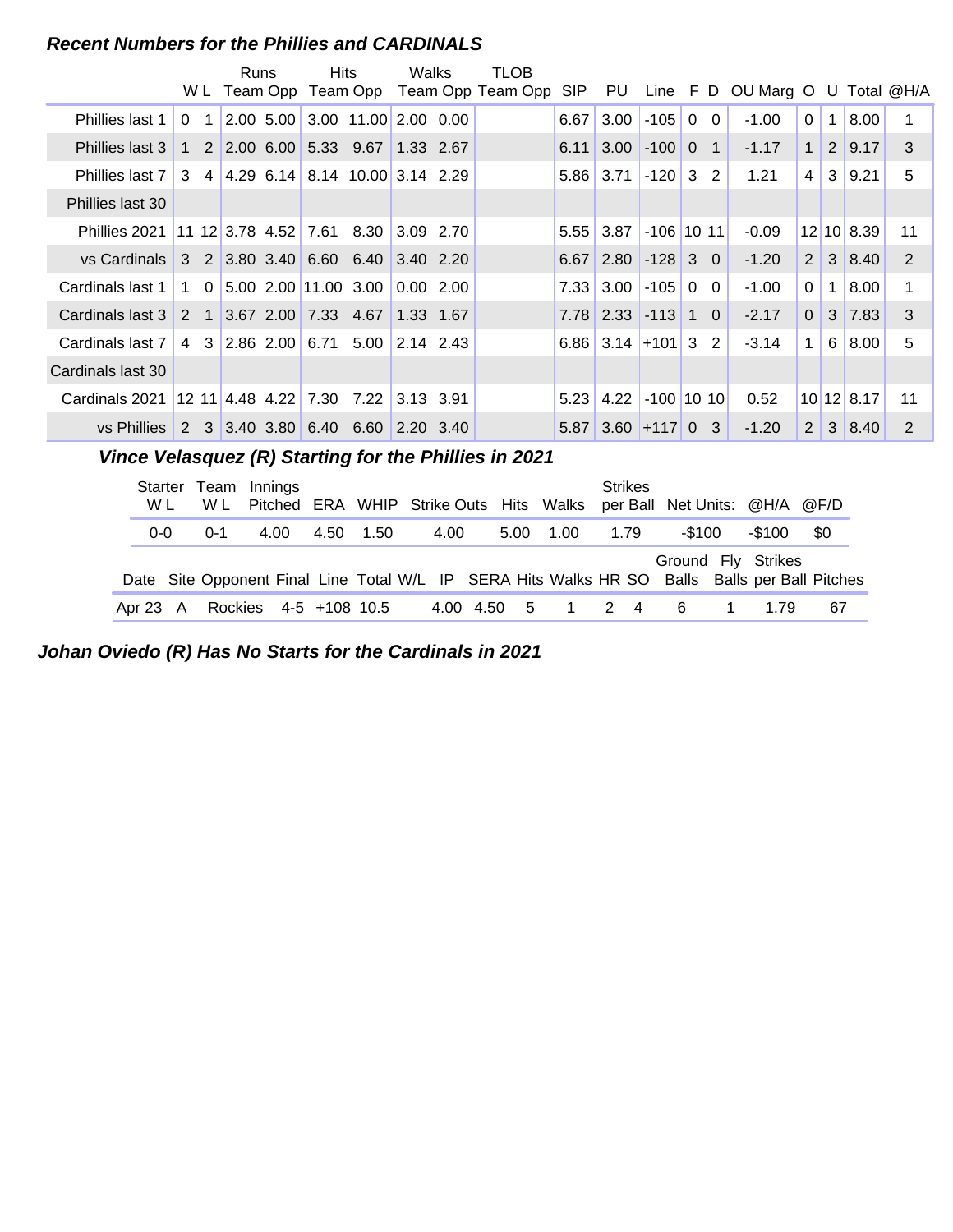### Recent Numbers for the Phillies and CARDINALS

| | W | L | Runs Team | Runs Opp | Hits Team | Hits Opp | Walks Team | Walks Opp | TLOB Team | TLOB Opp | SIP | PU | Line | F | D | OU Marg | O | U | Total | @H/A |
|---|---|---|---|---|---|---|---|---|---|---|---|---|---|---|---|---|---|---|---|---|
| Phillies last 1 | 0 | 1 | 2.00 | 5.00 | 3.00 | 11.00 | 2.00 | 0.00 | | | 6.67 | 3.00 | -105 | 0 | 0 | -1.00 | 0 | 1 | 8.00 | 1 |
| Phillies last 3 | 1 | 2 | 2.00 | 6.00 | 5.33 | 9.67 | 1.33 | 2.67 | | | 6.11 | 3.00 | -100 | 0 | 1 | -1.17 | 1 | 2 | 9.17 | 3 |
| Phillies last 7 | 3 | 4 | 4.29 | 6.14 | 8.14 | 10.00 | 3.14 | 2.29 | | | 5.86 | 3.71 | -120 | 3 | 2 | 1.21 | 4 | 3 | 9.21 | 5 |
| Phillies last 30 | | | | | | | | | | | | | | | | | | | | |
| Phillies 2021 | 11 | 12 | 3.78 | 4.52 | 7.61 | 8.30 | 3.09 | 2.70 | | | 5.55 | 3.87 | -106 | 10 | 11 | -0.09 | 12 | 10 | 8.39 | 11 |
| vs Cardinals | 3 | 2 | 3.80 | 3.40 | 6.60 | 6.40 | 3.40 | 2.20 | | | 6.67 | 2.80 | -128 | 3 | 0 | -1.20 | 2 | 3 | 8.40 | 2 |
| Cardinals last 1 | 1 | 0 | 5.00 | 2.00 | 11.00 | 3.00 | 0.00 | 2.00 | | | 7.33 | 3.00 | -105 | 0 | 0 | -1.00 | 0 | 1 | 8.00 | 1 |
| Cardinals last 3 | 2 | 1 | 3.67 | 2.00 | 7.33 | 4.67 | 1.33 | 1.67 | | | 7.78 | 2.33 | -113 | 1 | 0 | -2.17 | 0 | 3 | 7.83 | 3 |
| Cardinals last 7 | 4 | 3 | 2.86 | 2.00 | 6.71 | 5.00 | 2.14 | 2.43 | | | 6.86 | 3.14 | +101 | 3 | 2 | -3.14 | 1 | 6 | 8.00 | 5 |
| Cardinals last 30 | | | | | | | | | | | | | | | | | | | | |
| Cardinals 2021 | 12 | 11 | 4.48 | 4.22 | 7.30 | 7.22 | 3.13 | 3.91 | | | 5.23 | 4.22 | -100 | 10 | 10 | 0.52 | 10 | 12 | 8.17 | 11 |
| vs Phillies | 2 | 3 | 3.40 | 3.80 | 6.40 | 6.60 | 2.20 | 3.40 | | | 5.87 | 3.60 | +117 | 0 | 3 | -1.20 | 2 | 3 | 8.40 | 2 |

### Vince Velasquez (R) Starting for the Phillies in 2021

| Starter W L | Team W L | Innings Pitched | ERA | WHIP | Strike Outs | Hits | Walks | Strikes per Ball | Net Units: | @H/A | @F/D |
|---|---|---|---|---|---|---|---|---|---|---|---|
| 0-0 | 0-1 | 4.00 | 4.50 | 1.50 | 4.00 | 5.00 | 1.00 | 1.79 | -$100 | -$100 | $0 |

| Date | Site | Opponent | Final | Line | Total | W/L | IP | SERA | Hits | Walks | HR | SO | Ground Balls | Fly Balls | Strikes per Ball | Pitches |
|---|---|---|---|---|---|---|---|---|---|---|---|---|---|---|---|---|
| Apr 23 | A | Rockies | 4-5 | +108 | 10.5 | | 4.00 | 4.50 | 5 | 1 | 2 | 4 | 6 | 1 | 1.79 | 67 |

### Johan Oviedo (R) Has No Starts for the Cardinals in 2021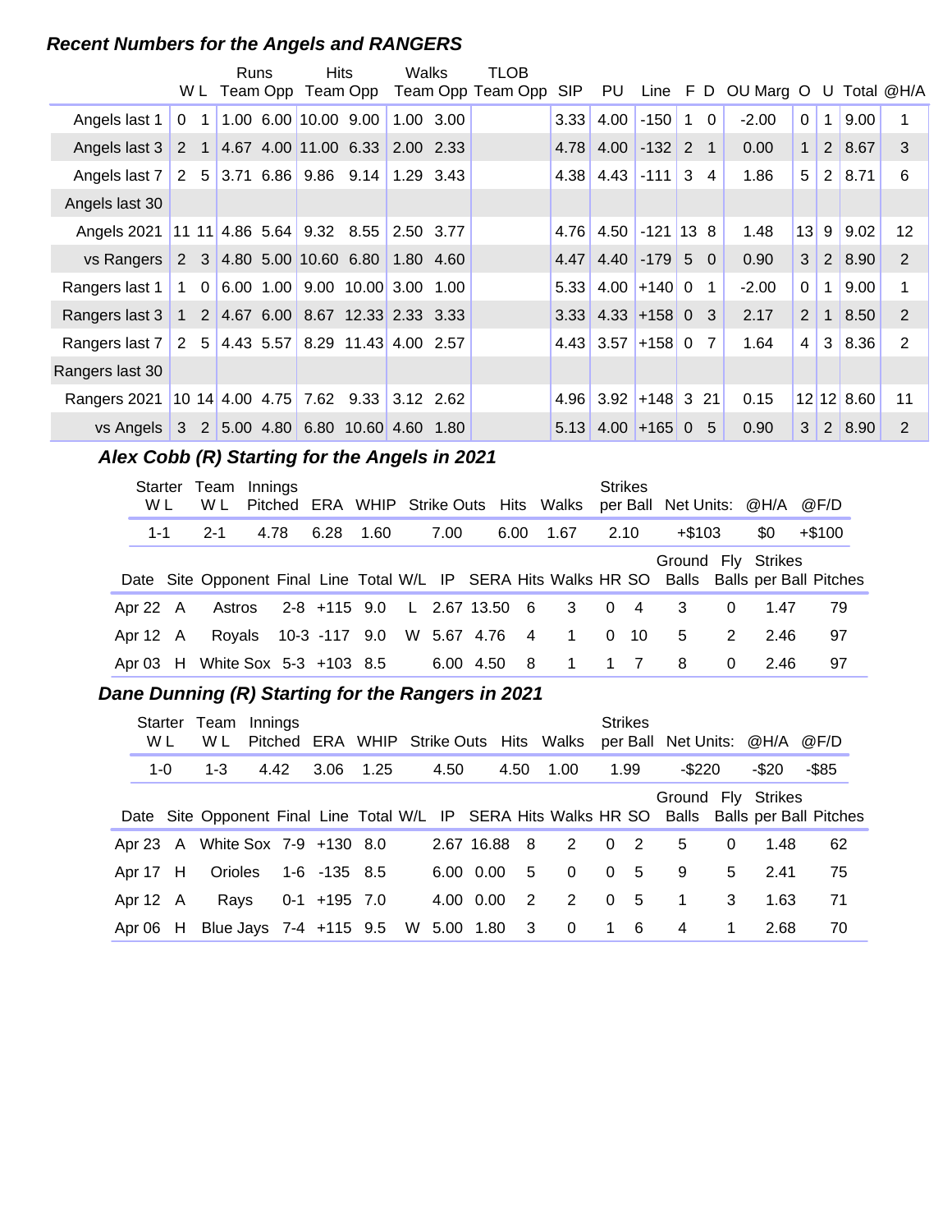### *Recent Numbers for the Angels and RANGERS*

| | W | L | Runs Team | Runs Opp | Hits Team | Hits Opp | Walks Team | Walks Opp | TLOB Team | TLOB Opp | SIP | PU | Line | F | D | OU Marg | O | U | Total | @H/A |
|---|---|---|---|---|---|---|---|---|---|---|---|---|---|---|---|---|---|---|---|---|
| Angels last 1 | 0 | 1 | 1.00 | 6.00 | 10.00 | 9.00 | 1.00 | 3.00 | | | 3.33 | 4.00 | -150 | 1 | 0 | -2.00 | 0 | 1 | 9.00 | 1 |
| Angels last 3 | 2 | 1 | 4.67 | 4.00 | 11.00 | 6.33 | 2.00 | 2.33 | | | 4.78 | 4.00 | -132 | 2 | 1 | 0.00 | 1 | 2 | 8.67 | 3 |
| Angels last 7 | 2 | 5 | 3.71 | 6.86 | 9.86 | 9.14 | 1.29 | 3.43 | | | 4.38 | 4.43 | -111 | 3 | 4 | 1.86 | 5 | 2 | 8.71 | 6 |
| Angels last 30 | | | | | | | | | | | | | | | | | | | | |
| Angels 2021 | 11 | 11 | 4.86 | 5.64 | 9.32 | 8.55 | 2.50 | 3.77 | | | 4.76 | 4.50 | -121 | 13 | 8 | 1.48 | 13 | 9 | 9.02 | 12 |
| vs Rangers | 2 | 3 | 4.80 | 5.00 | 10.60 | 6.80 | 1.80 | 4.60 | | | 4.47 | 4.40 | -179 | 5 | 0 | 0.90 | 3 | 2 | 8.90 | 2 |
| Rangers last 1 | 1 | 0 | 6.00 | 1.00 | 9.00 | 10.00 | 3.00 | 1.00 | | | 5.33 | 4.00 | +140 | 0 | 1 | -2.00 | 0 | 1 | 9.00 | 1 |
| Rangers last 3 | 1 | 2 | 4.67 | 6.00 | 8.67 | 12.33 | 2.33 | 3.33 | | | 3.33 | 4.33 | +158 | 0 | 3 | 2.17 | 2 | 1 | 8.50 | 2 |
| Rangers last 7 | 2 | 5 | 4.43 | 5.57 | 8.29 | 11.43 | 4.00 | 2.57 | | | 4.43 | 3.57 | +158 | 0 | 7 | 1.64 | 4 | 3 | 8.36 | 2 |
| Rangers last 30 | | | | | | | | | | | | | | | | | | | | |
| Rangers 2021 | 10 | 14 | 4.00 | 4.75 | 7.62 | 9.33 | 3.12 | 2.62 | | | 4.96 | 3.92 | +148 | 3 | 21 | 0.15 | 12 | 12 | 8.60 | 11 |
| vs Angels | 3 | 2 | 5.00 | 4.80 | 6.80 | 10.60 | 4.60 | 1.80 | | | 5.13 | 4.00 | +165 | 0 | 5 | 0.90 | 3 | 2 | 8.90 | 2 |

### *Alex Cobb (R) Starting for the Angels in 2021*

| Starter W L | Team W L | Innings Pitched | ERA | WHIP | Strike Outs | Hits | Walks | Strikes per Ball | Net Units: | @H/A | @F/D |
|---|---|---|---|---|---|---|---|---|---|---|---|
| 1-1 | 2-1 | 4.78 | 6.28 | 1.60 | 7.00 | 6.00 | 1.67 | 2.10 | +$103 | $0 | +$100 |

| Date | Site | Opponent | Final | Line | Total | W/L | IP | SERA | Hits | Walks | HR | SO | Ground Balls | Fly Balls | Strikes per Ball | Pitches |
|---|---|---|---|---|---|---|---|---|---|---|---|---|---|---|---|---|
| Apr 22 | A | Astros | 2-8 | +115 | 9.0 | L | 2.67 | 13.50 | 6 | 3 | 0 | 4 | 3 | 0 | 1.47 | 79 |
| Apr 12 | A | Royals | 10-3 | -117 | 9.0 | W | 5.67 | 4.76 | 4 | 1 | 0 | 10 | 5 | 2 | 2.46 | 97 |
| Apr 03 | H | White Sox | 5-3 | +103 | 8.5 | | 6.00 | 4.50 | 8 | 1 | 1 | 7 | 8 | 0 | 2.46 | 97 |

### *Dane Dunning (R) Starting for the Rangers in 2021*

| Starter W L | Team W L | Innings Pitched | ERA | WHIP | Strike Outs | Hits | Walks | Strikes per Ball | Net Units: | @H/A | @F/D |
|---|---|---|---|---|---|---|---|---|---|---|---|
| 1-0 | 1-3 | 4.42 | 3.06 | 1.25 | 4.50 | 4.50 | 1.00 | 1.99 | -$220 | -$20 | -$85 |

| Date | Site | Opponent | Final | Line | Total | W/L | IP | SERA | Hits | Walks | HR | SO | Ground Balls | Fly Balls | Strikes per Ball | Pitches |
|---|---|---|---|---|---|---|---|---|---|---|---|---|---|---|---|---|
| Apr 23 | A | White Sox | 7-9 | +130 | 8.0 | | 2.67 | 16.88 | 8 | 2 | 0 | 2 | 5 | 0 | 1.48 | 62 |
| Apr 17 | H | Orioles | 1-6 | -135 | 8.5 | | 6.00 | 0.00 | 5 | 0 | 0 | 5 | 9 | 5 | 2.41 | 75 |
| Apr 12 | A | Rays | 0-1 | +195 | 7.0 | | 4.00 | 0.00 | 2 | 2 | 0 | 5 | 1 | 3 | 1.63 | 71 |
| Apr 06 | H | Blue Jays | 7-4 | +115 | 9.5 | W | 5.00 | 1.80 | 3 | 0 | 1 | 6 | 4 | 1 | 2.68 | 70 |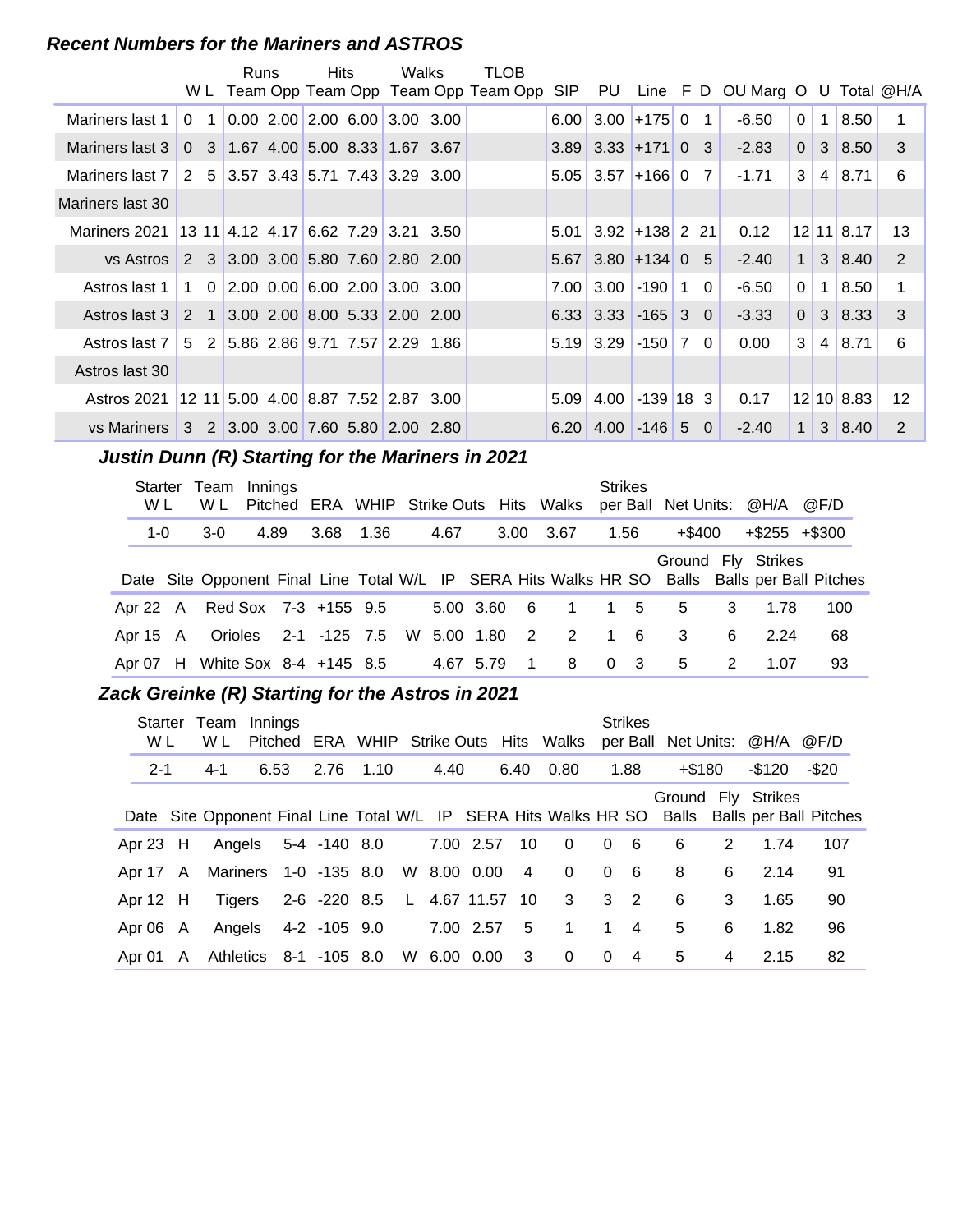### *Recent Numbers for the Mariners and ASTROS*

| | W | L | Runs Team | Runs Opp | Hits Team | Hits Opp | Walks Team | Walks Opp | TLOB Team | TLOB Opp | SIP | PU | Line | F | D | OU Marg | O | U | Total | @H/A |
|---|---|---|---|---|---|---|---|---|---|---|---|---|---|---|---|---|---|---|---|---|
| Mariners last 1 | 0 | 1 | 0.00 | 2.00 | 2.00 | 6.00 | 3.00 | 3.00 | | | 6.00 | 3.00 | +175 | 0 | 1 | -6.50 | 0 | 1 | 8.50 | 1 |
| Mariners last 3 | 0 | 3 | 1.67 | 4.00 | 5.00 | 8.33 | 1.67 | 3.67 | | | 3.89 | 3.33 | +171 | 0 | 3 | -2.83 | 0 | 3 | 8.50 | 3 |
| Mariners last 7 | 2 | 5 | 3.57 | 3.43 | 5.71 | 7.43 | 3.29 | 3.00 | | | 5.05 | 3.57 | +166 | 0 | 7 | -1.71 | 3 | 4 | 8.71 | 6 |
| Mariners last 30 | | | | | | | | | | | | | | | | | | | | |
| Mariners 2021 | 13 | 11 | 4.12 | 4.17 | 6.62 | 7.29 | 3.21 | 3.50 | | | 5.01 | 3.92 | +138 | 2 | 21 | 0.12 | 12 | 11 | 8.17 | 13 |
| vs Astros | 2 | 3 | 3.00 | 3.00 | 5.80 | 7.60 | 2.80 | 2.00 | | | 5.67 | 3.80 | +134 | 0 | 5 | -2.40 | 1 | 3 | 8.40 | 2 |
| Astros last 1 | 1 | 0 | 2.00 | 0.00 | 6.00 | 2.00 | 3.00 | 3.00 | | | 7.00 | 3.00 | -190 | 1 | 0 | -6.50 | 0 | 1 | 8.50 | 1 |
| Astros last 3 | 2 | 1 | 3.00 | 2.00 | 8.00 | 5.33 | 2.00 | 2.00 | | | 6.33 | 3.33 | -165 | 3 | 0 | -3.33 | 0 | 3 | 8.33 | 3 |
| Astros last 7 | 5 | 2 | 5.86 | 2.86 | 9.71 | 7.57 | 2.29 | 1.86 | | | 5.19 | 3.29 | -150 | 7 | 0 | 0.00 | 3 | 4 | 8.71 | 6 |
| Astros last 30 | | | | | | | | | | | | | | | | | | | | |
| Astros 2021 | 12 | 11 | 5.00 | 4.00 | 8.87 | 7.52 | 2.87 | 3.00 | | | 5.09 | 4.00 | -139 | 18 | 3 | 0.17 | 12 | 10 | 8.83 | 12 |
| vs Mariners | 3 | 2 | 3.00 | 3.00 | 7.60 | 5.80 | 2.00 | 2.80 | | | 6.20 | 4.00 | -146 | 5 | 0 | -2.40 | 1 | 3 | 8.40 | 2 |

### *Justin Dunn (R) Starting for the Mariners in 2021*

| Starter W L | Team W L | Innings Pitched | ERA | WHIP | Strike Outs | Hits | Walks | Strikes per Ball | Net Units: | @H/A | @F/D |
|---|---|---|---|---|---|---|---|---|---|---|---|
| 1-0 | 3-0 | 4.89 | 3.68 | 1.36 | 4.67 | 3.00 | 3.67 | 1.56 | +$400 | +$255 | +$300 |

| Date | Site | Opponent | Final | Line | Total | W/L | IP | SERA | Hits | Walks | HR | SO | Ground Balls | Fly Balls | Strikes per Ball | Pitches |
|---|---|---|---|---|---|---|---|---|---|---|---|---|---|---|---|---|
| Apr 22 | A | Red Sox | 7-3 | +155 | 9.5 | | 5.00 | 3.60 | 6 | 1 | 1 | 5 | 5 | 3 | 1.78 | 100 |
| Apr 15 | A | Orioles | 2-1 | -125 | 7.5 | W | 5.00 | 1.80 | 2 | 2 | 1 | 6 | 3 | 6 | 2.24 | 68 |
| Apr 07 | H | White Sox | 8-4 | +145 | 8.5 | | 4.67 | 5.79 | 1 | 8 | 0 | 3 | 5 | 2 | 1.07 | 93 |

### *Zack Greinke (R) Starting for the Astros in 2021*

| Starter W L | Team W L | Innings Pitched | ERA | WHIP | Strike Outs | Hits | Walks | Strikes per Ball | Net Units: | @H/A | @F/D |
|---|---|---|---|---|---|---|---|---|---|---|---|
| 2-1 | 4-1 | 6.53 | 2.76 | 1.10 | 4.40 | 6.40 | 0.80 | 1.88 | +$180 | -$120 | -$20 |

| Date | Site | Opponent | Final | Line | Total | W/L | IP | SERA | Hits | Walks | HR | SO | Ground Balls | Fly Balls | Strikes per Ball | Pitches |
|---|---|---|---|---|---|---|---|---|---|---|---|---|---|---|---|---|
| Apr 23 | H | Angels | 5-4 | -140 | 8.0 | | 7.00 | 2.57 | 10 | 0 | 0 | 6 | 6 | 2 | 1.74 | 107 |
| Apr 17 | A | Mariners | 1-0 | -135 | 8.0 | W | 8.00 | 0.00 | 4 | 0 | 0 | 6 | 8 | 6 | 2.14 | 91 |
| Apr 12 | H | Tigers | 2-6 | -220 | 8.5 | L | 4.67 | 11.57 | 10 | 3 | 3 | 2 | 6 | 3 | 1.65 | 90 |
| Apr 06 | A | Angels | 4-2 | -105 | 9.0 | | 7.00 | 2.57 | 5 | 1 | 1 | 4 | 5 | 6 | 1.82 | 96 |
| Apr 01 | A | Athletics | 8-1 | -105 | 8.0 | W | 6.00 | 0.00 | 3 | 0 | 0 | 4 | 5 | 4 | 2.15 | 82 |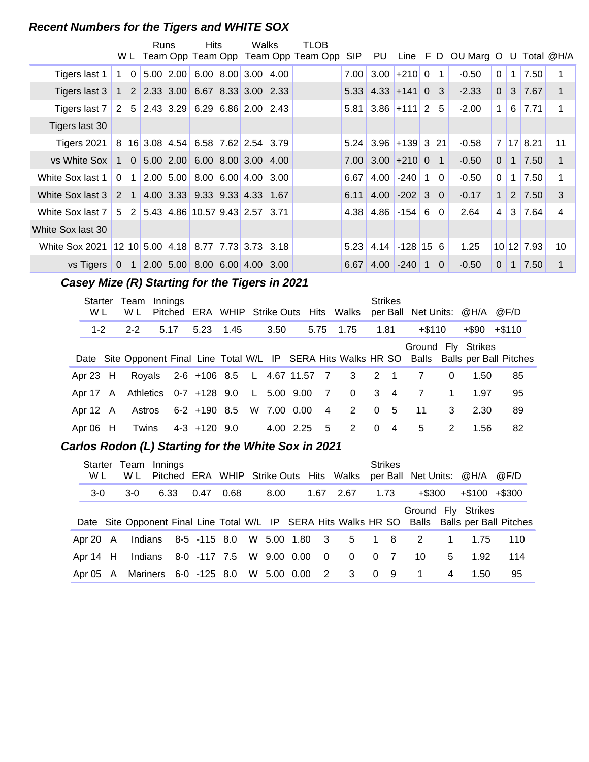### *Recent Numbers for the Tigers and WHITE SOX*

| | Runs | | | Hits | | Walks | | TLOB | | | | | | | | | | | |
|---|---|---|---|---|---|---|---|---|---|---|---|---|---|---|---|---|---|---|---|
| | W L | Team | Opp | Team | Opp | Team | Opp | Team | Opp | SIP | PU | Line | F | D | OU Marg | O | U | Total | @H/A |
| Tigers last 1 | 1 0 | 5.00 | 2.00 | 6.00 | 8.00 | 3.00 | 4.00 | | | 7.00 | 3.00 | +210 | 0 | 1 | -0.50 | 0 | 1 | 7.50 | 1 |
| Tigers last 3 | 1 2 | 2.33 | 3.00 | 6.67 | 8.33 | 3.00 | 2.33 | | | 5.33 | 4.33 | +141 | 0 | 3 | -2.33 | 0 | 3 | 7.67 | 1 |
| Tigers last 7 | 2 5 | 2.43 | 3.29 | 6.29 | 6.86 | 2.00 | 2.43 | | | 5.81 | 3.86 | +111 | 2 | 5 | -2.00 | 1 | 6 | 7.71 | 1 |
| Tigers last 30 | | | | | | | | | | | | | | | | | | | |
| Tigers 2021 | 8 16 | 3.08 | 4.54 | 6.58 | 7.62 | 2.54 | 3.79 | | | 5.24 | 3.96 | +139 | 3 | 21 | -0.58 | 7 | 17 | 8.21 | 11 |
| vs White Sox | 1 0 | 5.00 | 2.00 | 6.00 | 8.00 | 3.00 | 4.00 | | | 7.00 | 3.00 | +210 | 0 | 1 | -0.50 | 0 | 1 | 7.50 | 1 |
| White Sox last 1 | 0 1 | 2.00 | 5.00 | 8.00 | 6.00 | 4.00 | 3.00 | | | 6.67 | 4.00 | -240 | 1 | 0 | -0.50 | 0 | 1 | 7.50 | 1 |
| White Sox last 3 | 2 1 | 4.00 | 3.33 | 9.33 | 9.33 | 4.33 | 1.67 | | | 6.11 | 4.00 | -202 | 3 | 0 | -0.17 | 1 | 2 | 7.50 | 3 |
| White Sox last 7 | 5 2 | 5.43 | 4.86 | 10.57 | 9.43 | 2.57 | 3.71 | | | 4.38 | 4.86 | -154 | 6 | 0 | 2.64 | 4 | 3 | 7.64 | 4 |
| White Sox last 30 | | | | | | | | | | | | | | | | | | | |
| White Sox 2021 | 12 10 | 5.00 | 4.18 | 8.77 | 7.73 | 3.73 | 3.18 | | | 5.23 | 4.14 | -128 | 15 | 6 | 1.25 | 10 | 12 | 7.93 | 10 |
| vs Tigers | 0 1 | 2.00 | 5.00 | 8.00 | 6.00 | 4.00 | 3.00 | | | 6.67 | 4.00 | -240 | 1 | 0 | -0.50 | 0 | 1 | 7.50 | 1 |

### *Casey Mize (R) Starting for the Tigers in 2021*

| Starter W L | Team W L | Innings Pitched | ERA | WHIP | Strike Outs | Hits | Walks | Strikes per Ball | Net Units: | @H/A | @F/D |
|---|---|---|---|---|---|---|---|---|---|---|---|
| 1-2 | 2-2 | 5.17 | 5.23 | 1.45 | 3.50 | 5.75 | 1.75 | 1.81 | +$110 | +$90 | +$110 |

| Date | Site | Opponent | Final | Line | Total | W/L | IP | SERA | Hits | Walks | HR | SO | Ground Balls | Fly Balls | Strikes per Ball | Pitches |
|---|---|---|---|---|---|---|---|---|---|---|---|---|---|---|---|---|
| Apr 23 | H | Royals | 2-6 | +106 | 8.5 | L | 4.67 | 11.57 | 7 | 3 | 2 | 1 | 7 | 0 | 1.50 | 85 |
| Apr 17 | A | Athletics | 0-7 | +128 | 9.0 | L | 5.00 | 9.00 | 7 | 0 | 3 | 4 | 7 | 1 | 1.97 | 95 |
| Apr 12 | A | Astros | 6-2 | +190 | 8.5 | W | 7.00 | 0.00 | 4 | 2 | 0 | 5 | 11 | 3 | 2.30 | 89 |
| Apr 06 | H | Twins | 4-3 | +120 | 9.0 | | 4.00 | 2.25 | 5 | 2 | 0 | 4 | 5 | 2 | 1.56 | 82 |

### *Carlos Rodon (L) Starting for the White Sox in 2021*

| Starter W L | Team W L | Innings Pitched | ERA | WHIP | Strike Outs | Hits | Walks | Strikes per Ball | Net Units: | @H/A | @F/D |
|---|---|---|---|---|---|---|---|---|---|---|---|
| 3-0 | 3-0 | 6.33 | 0.47 | 0.68 | 8.00 | 1.67 | 2.67 | 1.73 | +$300 | +$100 | +$300 |

| Date | Site | Opponent | Final | Line | Total | W/L | IP | SERA | Hits | Walks | HR | SO | Ground Balls | Fly Balls | Strikes per Ball | Pitches |
|---|---|---|---|---|---|---|---|---|---|---|---|---|---|---|---|---|
| Apr 20 | A | Indians | 8-5 | -115 | 8.0 | W | 5.00 | 1.80 | 3 | 5 | 1 | 8 | 2 | 1 | 1.75 | 110 |
| Apr 14 | H | Indians | 8-0 | -117 | 7.5 | W | 9.00 | 0.00 | 0 | 0 | 0 | 7 | 10 | 5 | 1.92 | 114 |
| Apr 05 | A | Mariners | 6-0 | -125 | 8.0 | W | 5.00 | 0.00 | 2 | 3 | 0 | 9 | 1 | 4 | 1.50 | 95 |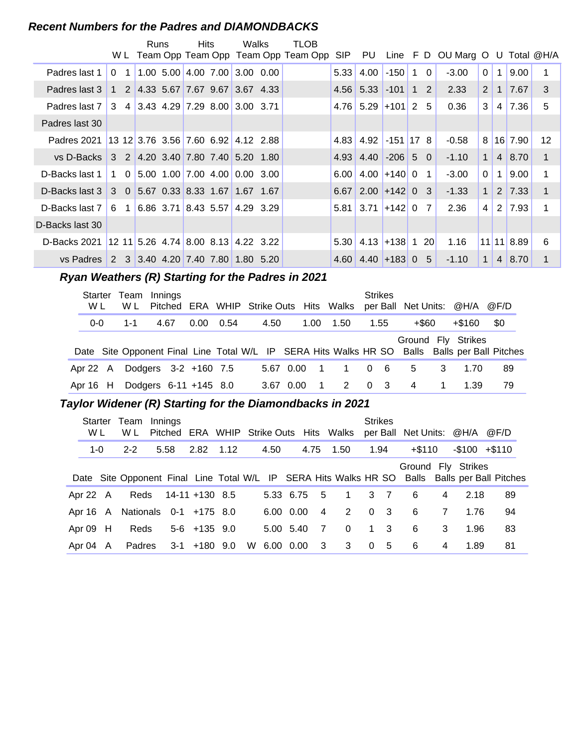### *Recent Numbers for the Padres and DIAMONDBACKS*

| | W | L | Runs Team | Runs Opp | Hits Team | Hits Opp | Walks Team | Walks Opp | TLOB Team | TLOB Opp | SIP | PU | Line | F | D | OU Marg | O | U | Total | @H/A |
|---|---|---|---|---|---|---|---|---|---|---|---|---|---|---|---|---|---|---|---|---|
| Padres last 1 | 0 | 1 | 1.00 | 5.00 | 4.00 | 7.00 | 3.00 | 0.00 | | | 5.33 | 4.00 | -150 | 1 | 0 | -3.00 | 0 | 1 | 9.00 | 1 |
| Padres last 3 | 1 | 2 | 4.33 | 5.67 | 7.67 | 9.67 | 3.67 | 4.33 | | | 4.56 | 5.33 | -101 | 1 | 2 | 2.33 | 2 | 1 | 7.67 | 3 |
| Padres last 7 | 3 | 4 | 3.43 | 4.29 | 7.29 | 8.00 | 3.00 | 3.71 | | | 4.76 | 5.29 | +101 | 2 | 5 | 0.36 | 3 | 4 | 7.36 | 5 |
| Padres last 30 | | | | | | | | | | | | | | | | | | | | |
| Padres 2021 | 13 | 12 | 3.76 | 3.56 | 7.60 | 6.92 | 4.12 | 2.88 | | | 4.83 | 4.92 | -151 | 17 | 8 | -0.58 | 8 | 16 | 7.90 | 12 |
| vs D-Backs | 3 | 2 | 4.20 | 3.40 | 7.80 | 7.40 | 5.20 | 1.80 | | | 4.93 | 4.40 | -206 | 5 | 0 | -1.10 | 1 | 4 | 8.70 | 1 |
| D-Backs last 1 | 1 | 0 | 5.00 | 1.00 | 7.00 | 4.00 | 0.00 | 3.00 | | | 6.00 | 4.00 | +140 | 0 | 1 | -3.00 | 0 | 1 | 9.00 | 1 |
| D-Backs last 3 | 3 | 0 | 5.67 | 0.33 | 8.33 | 1.67 | 1.67 | 1.67 | | | 6.67 | 2.00 | +142 | 0 | 3 | -1.33 | 1 | 2 | 7.33 | 1 |
| D-Backs last 7 | 6 | 1 | 6.86 | 3.71 | 8.43 | 5.57 | 4.29 | 3.29 | | | 5.81 | 3.71 | +142 | 0 | 7 | 2.36 | 4 | 2 | 7.93 | 1 |
| D-Backs last 30 | | | | | | | | | | | | | | | | | | | | |
| D-Backs 2021 | 12 | 11 | 5.26 | 4.74 | 8.00 | 8.13 | 4.22 | 3.22 | | | 5.30 | 4.13 | +138 | 1 | 20 | 1.16 | 11 | 11 | 8.89 | 6 |
| vs Padres | 2 | 3 | 3.40 | 4.20 | 7.40 | 7.80 | 1.80 | 5.20 | | | 4.60 | 4.40 | +183 | 0 | 5 | -1.10 | 1 | 4 | 8.70 | 1 |

### *Ryan Weathers (R) Starting for the Padres in 2021*

| Starter W L | Team W L | Innings Pitched | ERA | WHIP | Strike Outs | Hits | Walks | Strikes per Ball | Net Units: | @H/A | @F/D |
|---|---|---|---|---|---|---|---|---|---|---|---|
| 0-0 | 1-1 | 4.67 | 0.00 | 0.54 | 4.50 | 1.00 | 1.50 | 1.55 | +$60 | +$160 | $0 |

| Date | Site | Opponent | Final | Line | Total | W/L | IP | SERA | Hits | Walks | HR | SO | Ground Balls | Fly Balls | Strikes per Ball | Pitches |
|---|---|---|---|---|---|---|---|---|---|---|---|---|---|---|---|---|
| Apr 22 | A | Dodgers | 3-2 | +160 | 7.5 | | 5.67 | 0.00 | 1 | 1 | 0 | 6 | 5 | 3 | 1.70 | 89 |
| Apr 16 | H | Dodgers | 6-11 | +145 | 8.0 | | 3.67 | 0.00 | 1 | 2 | 0 | 3 | 4 | 1 | 1.39 | 79 |

### *Taylor Widener (R) Starting for the Diamondbacks in 2021*

| Starter W L | Team W L | Innings Pitched | ERA | WHIP | Strike Outs | Hits | Walks | Strikes per Ball | Net Units: | @H/A | @F/D |
|---|---|---|---|---|---|---|---|---|---|---|---|
| 1-0 | 2-2 | 5.58 | 2.82 | 1.12 | 4.50 | 4.75 | 1.50 | 1.94 | +$110 | -$100 | +$110 |

| Date | Site | Opponent | Final | Line | Total | W/L | IP | SERA | Hits | Walks | HR | SO | Ground Balls | Fly Balls | Strikes per Ball | Pitches |
|---|---|---|---|---|---|---|---|---|---|---|---|---|---|---|---|---|
| Apr 22 | A | Reds | 14-11 | +130 | 8.5 | | 5.33 | 6.75 | 5 | 1 | 3 | 7 | 6 | 4 | 2.18 | 89 |
| Apr 16 | A | Nationals | 0-1 | +175 | 8.0 | | 6.00 | 0.00 | 4 | 2 | 0 | 3 | 6 | 7 | 1.76 | 94 |
| Apr 09 | H | Reds | 5-6 | +135 | 9.0 | | 5.00 | 5.40 | 7 | 0 | 1 | 3 | 6 | 3 | 1.96 | 83 |
| Apr 04 | A | Padres | 3-1 | +180 | 9.0 | W | 6.00 | 0.00 | 3 | 3 | 0 | 5 | 6 | 4 | 1.89 | 81 |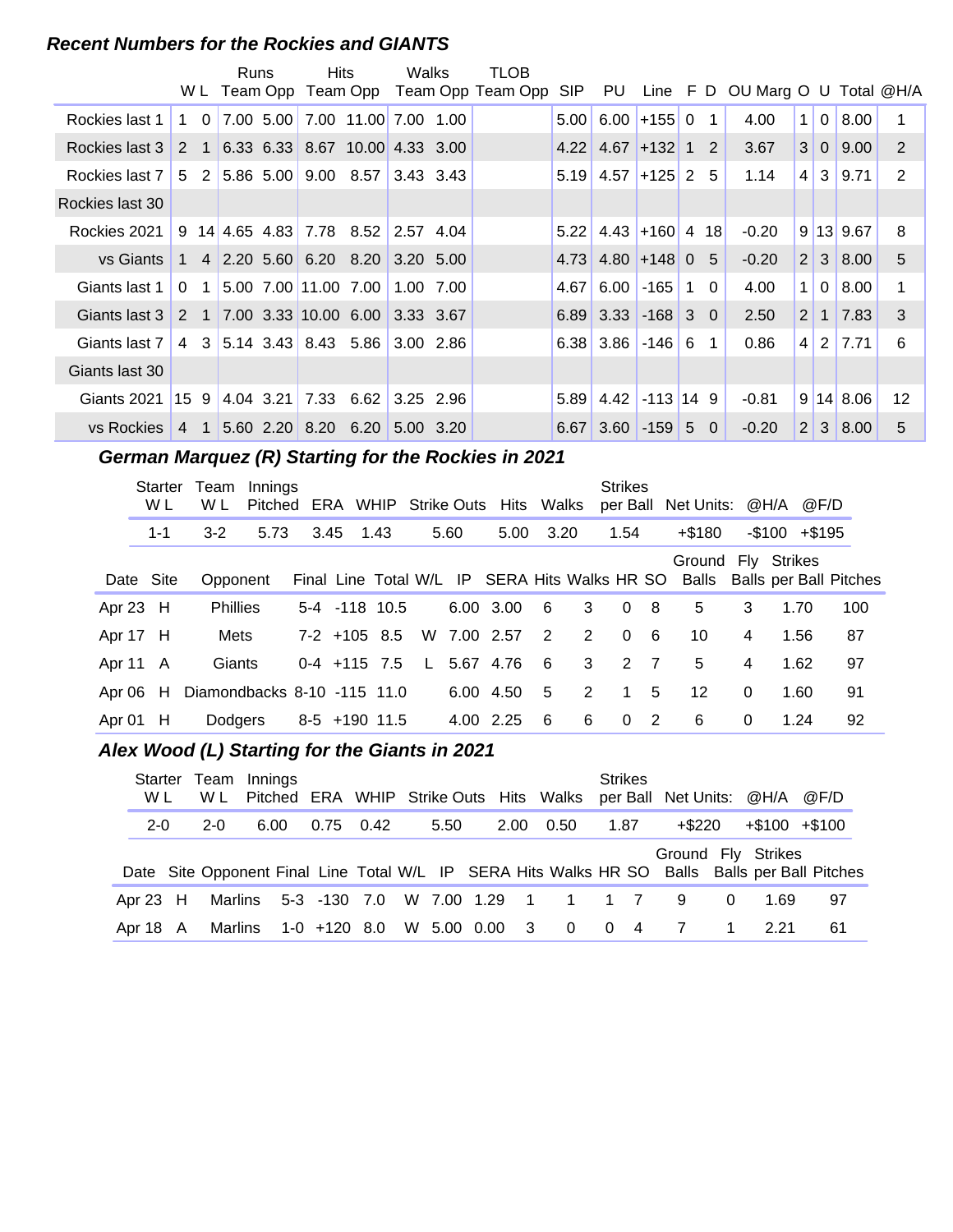### *Recent Numbers for the Rockies and GIANTS*

| | W | L | Runs Team | Runs Opp | Hits Team | Hits Opp | Walks Team | Walks Opp | TLOB Team | TLOB Opp | SIP | PU | Line | F | D | OU Marg | O | U | Total | @H/A |
|---|---|---|---|---|---|---|---|---|---|---|---|---|---|---|---|---|---|---|---|---|
| Rockies last 1 | 1 | 0 | 7.00 | 5.00 | 7.00 | 11.00 | 7.00 | 1.00 | | | 5.00 | 6.00 | +155 | 0 | 1 | 4.00 | 1 | 0 | 8.00 | 1 |
| Rockies last 3 | 2 | 1 | 6.33 | 6.33 | 8.67 | 10.00 | 4.33 | 3.00 | | | 4.22 | 4.67 | +132 | 1 | 2 | 3.67 | 3 | 0 | 9.00 | 2 |
| Rockies last 7 | 5 | 2 | 5.86 | 5.00 | 9.00 | 8.57 | 3.43 | 3.43 | | | 5.19 | 4.57 | +125 | 2 | 5 | 1.14 | 4 | 3 | 9.71 | 2 |
| Rockies last 30 | | | | | | | | | | | | | | | | | | | | |
| Rockies 2021 | 9 | 14 | 4.65 | 4.83 | 7.78 | 8.52 | 2.57 | 4.04 | | | 5.22 | 4.43 | +160 | 4 | 18 | -0.20 | 9 | 13 | 9.67 | 8 |
| vs Giants | 1 | 4 | 2.20 | 5.60 | 6.20 | 8.20 | 3.20 | 5.00 | | | 4.73 | 4.80 | +148 | 0 | 5 | -0.20 | 2 | 3 | 8.00 | 5 |
| Giants last 1 | 0 | 1 | 5.00 | 7.00 | 11.00 | 7.00 | 1.00 | 7.00 | | | 4.67 | 6.00 | -165 | 1 | 0 | 4.00 | 1 | 0 | 8.00 | 1 |
| Giants last 3 | 2 | 1 | 7.00 | 3.33 | 10.00 | 6.00 | 3.33 | 3.67 | | | 6.89 | 3.33 | -168 | 3 | 0 | 2.50 | 2 | 1 | 7.83 | 3 |
| Giants last 7 | 4 | 3 | 5.14 | 3.43 | 8.43 | 5.86 | 3.00 | 2.86 | | | 6.38 | 3.86 | -146 | 6 | 1 | 0.86 | 4 | 2 | 7.71 | 6 |
| Giants last 30 | | | | | | | | | | | | | | | | | | | | |
| Giants 2021 | 15 | 9 | 4.04 | 3.21 | 7.33 | 6.62 | 3.25 | 2.96 | | | 5.89 | 4.42 | -113 | 14 | 9 | -0.81 | 9 | 14 | 8.06 | 12 |
| vs Rockies | 4 | 1 | 5.60 | 2.20 | 8.20 | 6.20 | 5.00 | 3.20 | | | 6.67 | 3.60 | -159 | 5 | 0 | -0.20 | 2 | 3 | 8.00 | 5 |

### *German Marquez (R) Starting for the Rockies in 2021*

| Starter W L | Team W L | Innings Pitched | ERA | WHIP | Strike Outs | Hits | Walks | Strikes per Ball | Net Units: | @H/A | @F/D |
|---|---|---|---|---|---|---|---|---|---|---|---|
| 1-1 | 3-2 | 5.73 | 3.45 | 1.43 | 5.60 | 5.00 | 3.20 | 1.54 | +$180 | -$100 | +$195 |

| Date | Site | Opponent | Final | Line | Total | W/L | IP | SERA | Hits | Walks | HR | SO | Ground Balls | Fly Balls | Strikes per Ball | Pitches |
|---|---|---|---|---|---|---|---|---|---|---|---|---|---|---|---|---|
| Apr 23 | H | Phillies | 5-4 | -118 | 10.5 | | 6.00 | 3.00 | 6 | 3 | 0 | 8 | 5 | 3 | 1.70 | 100 |
| Apr 17 | H | Mets | 7-2 | +105 | 8.5 | W | 7.00 | 2.57 | 2 | 2 | 0 | 6 | 10 | 4 | 1.56 | 87 |
| Apr 11 | A | Giants | 0-4 | +115 | 7.5 | L | 5.67 | 4.76 | 6 | 3 | 2 | 7 | 5 | 4 | 1.62 | 97 |
| Apr 06 | H | Diamondbacks | 8-10 | -115 | 11.0 | | 6.00 | 4.50 | 5 | 2 | 1 | 5 | 12 | 0 | 1.60 | 91 |
| Apr 01 | H | Dodgers | 8-5 | +190 | 11.5 | | 4.00 | 2.25 | 6 | 6 | 0 | 2 | 6 | 0 | 1.24 | 92 |

### *Alex Wood (L) Starting for the Giants in 2021*

| Starter W L | Team W L | Innings Pitched | ERA | WHIP | Strike Outs | Hits | Walks | Strikes per Ball | Net Units: | @H/A | @F/D |
|---|---|---|---|---|---|---|---|---|---|---|---|
| 2-0 | 2-0 | 6.00 | 0.75 | 0.42 | 5.50 | 2.00 | 0.50 | 1.87 | +$220 | +$100 | +$100 |

| Date | Site | Opponent | Final | Line | Total | W/L | IP | SERA | Hits | Walks | HR | SO | Ground Balls | Fly Balls | Strikes per Ball | Pitches |
|---|---|---|---|---|---|---|---|---|---|---|---|---|---|---|---|---|
| Apr 23 | H | Marlins | 5-3 | -130 | 7.0 | W | 7.00 | 1.29 | 1 | 1 | 1 | 7 | 9 | 0 | 1.69 | 97 |
| Apr 18 | A | Marlins | 1-0 | +120 | 8.0 | W | 5.00 | 0.00 | 3 | 0 | 0 | 4 | 7 | 1 | 2.21 | 61 |